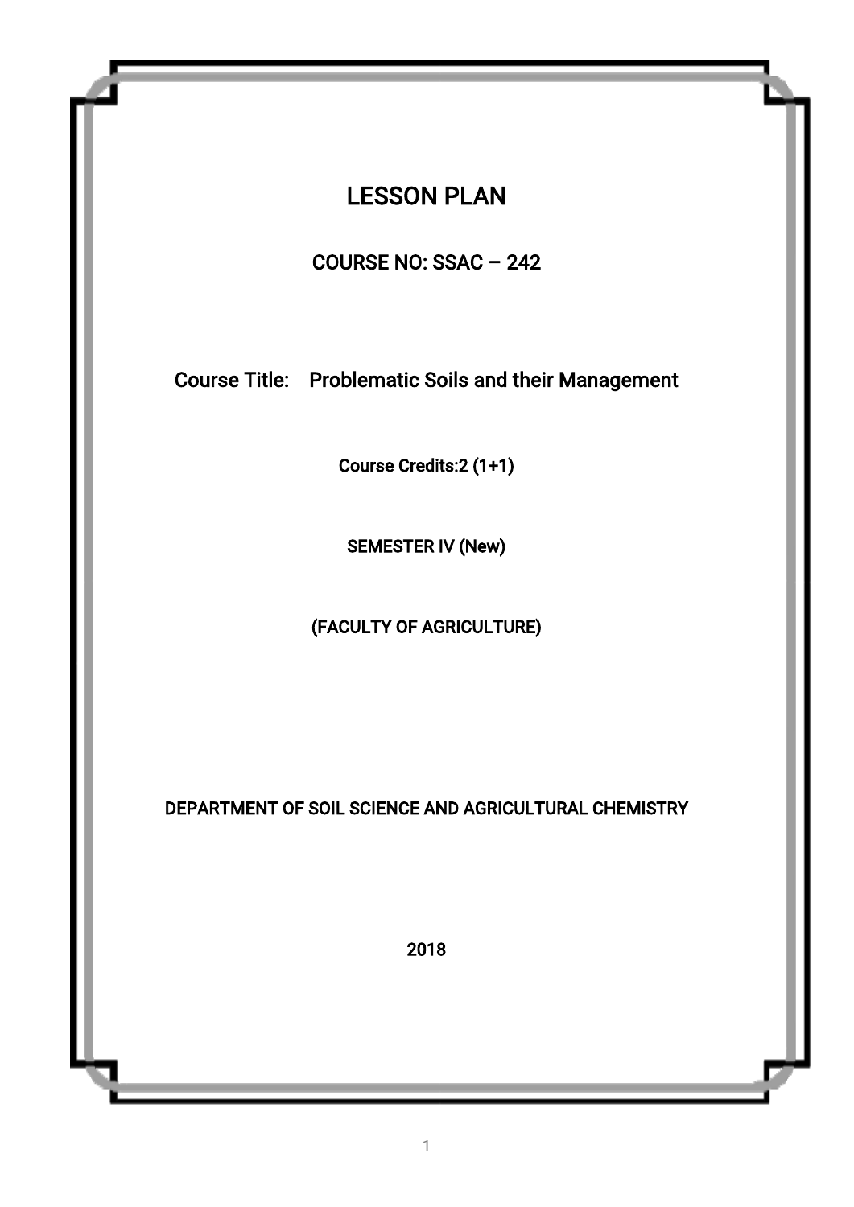# LESSON PLAN

## COURSE NO: SSAC – 242

**Course Title:** Problematic Soils and their Management

Course Credits:2 (1+1)

SEMESTER IV (New)

(FACULTY OF AGRICULTURE)

DEPARTMENT OF SOIL SCIENCE AND AGRICULTURAL CHEMISTRY

2018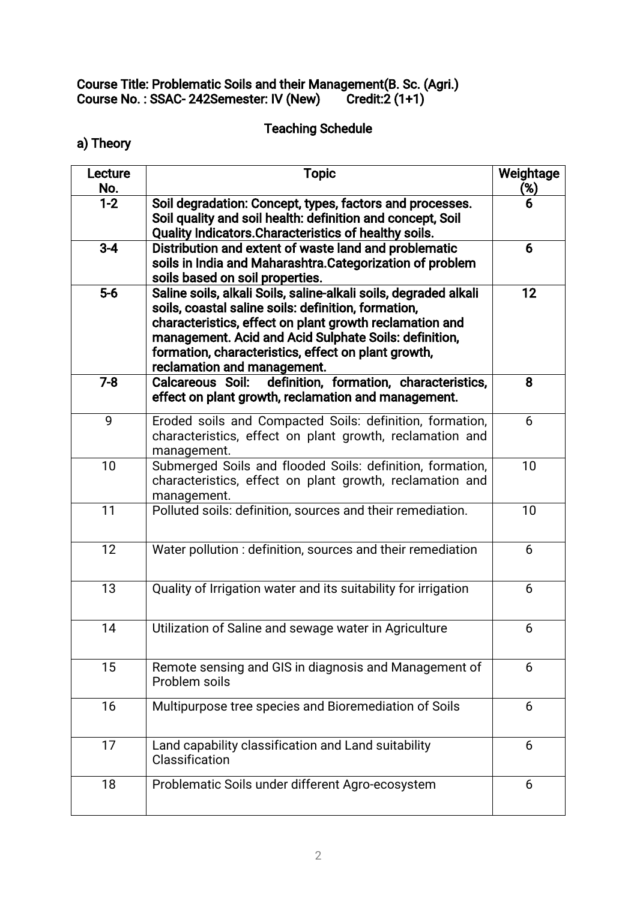**Course Title: Problematic Soils and their Management(B. Sc. (Agri.)**
**Course No. : SSAC- 242Semester: IV (New) Credit:2 (1+1)**

## Teaching Schedule

### a) Theory

| Lecture No. | Topic | Weightage (%) |
|---|---|---|
| **1-2** | **Soil degradation: Concept, types, factors and processes. Soil quality and soil health: definition and concept, Soil Quality Indicators.Characteristics of healthy soils.** | **6** |
| **3-4** | **Distribution and extent of waste land and problematic soils in India and Maharashtra.Categorization of problem soils based on soil properties.** | **6** |
| **5-6** | **Saline soils, alkali Soils, saline-alkali soils, degraded alkali soils, coastal saline soils: definition, formation, characteristics, effect on plant growth reclamation and management. Acid and Acid Sulphate Soils: definition, formation, characteristics, effect on plant growth, reclamation and management.** | **12** |
| **7-8** | **Calcareous Soil: definition, formation, characteristics, effect on plant growth, reclamation and management.** | **8** |
| 9 | Eroded soils and Compacted Soils: definition, formation, characteristics, effect on plant growth, reclamation and management. | 6 |
| 10 | Submerged Soils and flooded Soils: definition, formation, characteristics, effect on plant growth, reclamation and management. | 10 |
| 11 | Polluted soils: definition, sources and their remediation. | 10 |
| 12 | Water pollution : definition, sources and their remediation | 6 |
| 13 | Quality of Irrigation water and its suitability for irrigation | 6 |
| 14 | Utilization of Saline and sewage water in Agriculture | 6 |
| 15 | Remote sensing and GIS in diagnosis and Management of Problem soils | 6 |
| 16 | Multipurpose tree species and Bioremediation of Soils | 6 |
| 17 | Land capability classification and Land suitability Classification | 6 |
| 18 | Problematic Soils under different Agro-ecosystem | 6 |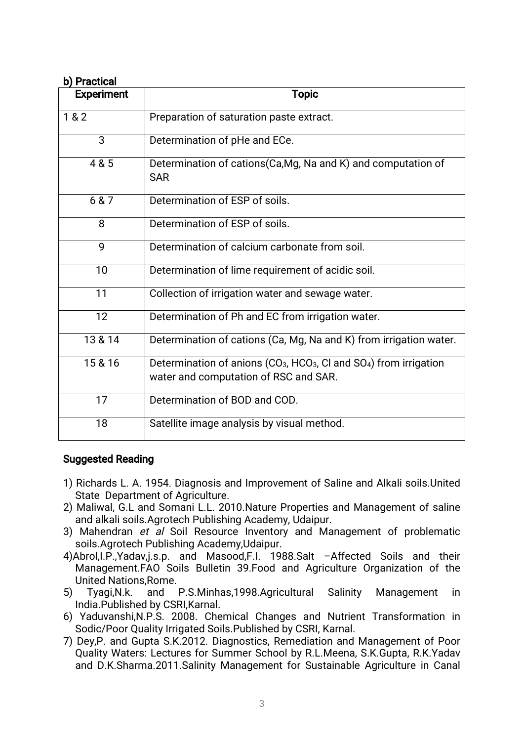### b) Practical

| Experiment | Topic |
|---|---|
| 1 & 2 | Preparation of saturation paste extract. |
| 3 | Determination of pHe and ECe. |
| 4 & 5 | Determination of cations(Ca,Mg, Na and K) and computation of SAR |
| 6 & 7 | Determination of ESP of soils. |
| 8 | Determination of ESP of soils. |
| 9 | Determination of calcium carbonate from soil. |
| 10 | Determination of lime requirement of acidic soil. |
| 11 | Collection of irrigation water and sewage water. |
| 12 | Determination of Ph and EC from irrigation water. |
| 13 & 14 | Determination of cations (Ca, Mg, Na and K) from irrigation water. |
| 15 & 16 | Determination of anions ($CO_3$, $HCO_3$, Cl and $SO_4$) from irrigation water and computation of RSC and SAR. |
| 17 | Determination of BOD and COD. |
| 18 | Satellite image analysis by visual method. |

### Suggested Reading

1) Richards L. A. 1954. Diagnosis and Improvement of Saline and Alkali soils.United State Department of Agriculture.
2) Maliwal, G.L and Somani L.L. 2010.Nature Properties and Management of saline and alkali soils.Agrotech Publishing Academy, Udaipur.
3) Mahendran *et al* Soil Resource Inventory and Management of problematic soils.Agrotech Publishing Academy,Udaipur.
4) Abrol,I.P.,Yadav,j.s.p. and Masood,F.I. 1988.Salt –Affected Soils and their Management.FAO Soils Bulletin 39.Food and Agriculture Organization of the United Nations,Rome.
5) Tyagi,N.k. and P.S.Minhas,1998.Agricultural Salinity Management in India.Published by CSRI,Karnal.
6) Yaduvanshi,N.P.S. 2008. Chemical Changes and Nutrient Transformation in Sodic/Poor Quality Irrigated Soils.Published by CSRI, Karnal.
7) Dey,P. and Gupta S.K.2012. Diagnostics, Remediation and Management of Poor Quality Waters: Lectures for Summer School by R.L.Meena, S.K.Gupta, R.K.Yadav and D.K.Sharma.2011.Salinity Management for Sustainable Agriculture in Canal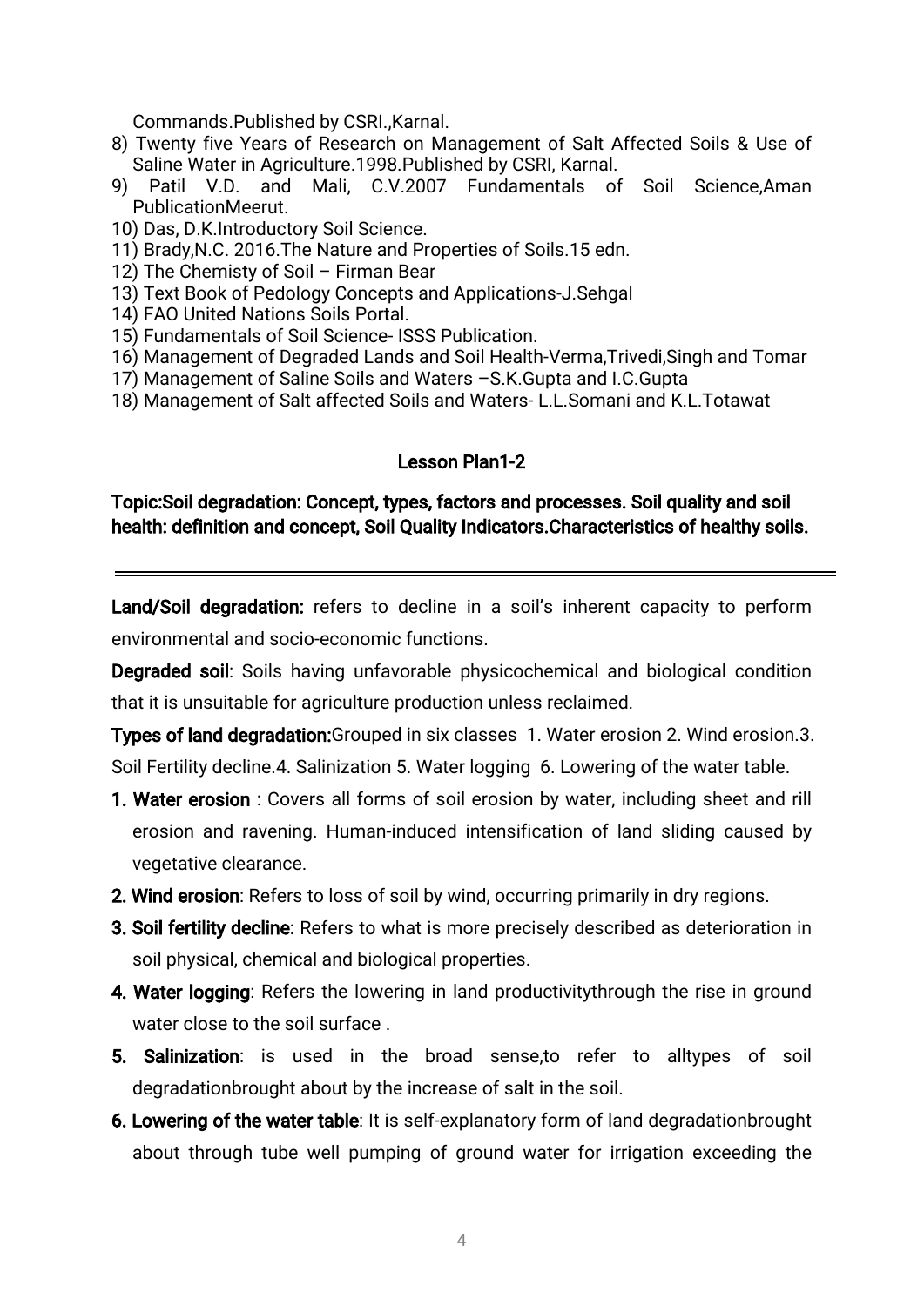Commands.Published by CSRI.,Karnal.

8) Twenty five Years of Research on Management of Salt Affected Soils & Use of Saline Water in Agriculture.1998.Published by CSRI, Karnal.
9) Patil V.D. and Mali, C.V.2007 Fundamentals of Soil Science,Aman PublicationMeerut.
10) Das, D.K.Introductory Soil Science.
11) Brady,N.C. 2016.The Nature and Properties of Soils.15 edn.
12) The Chemisty of Soil – Firman Bear
13) Text Book of Pedology Concepts and Applications-J.Sehgal
14) FAO United Nations Soils Portal.
15) Fundamentals of Soil Science- ISSS Publication.
16) Management of Degraded Lands and Soil Health-Verma,Trivedi,Singh and Tomar
17) Management of Saline Soils and Waters –S.K.Gupta and I.C.Gupta
18) Management of Salt affected Soils and Waters- L.L.Somani and K.L.Totawat

## Lesson Plan1-2

**Topic:Soil degradation: Concept, types, factors and processes. Soil quality and soil health: definition and concept, Soil Quality Indicators.Characteristics of healthy soils.**

---

**Land/Soil degradation:** refers to decline in a soil's inherent capacity to perform environmental and socio-economic functions.

**Degraded soil**: Soils having unfavorable physicochemical and biological condition that it is unsuitable for agriculture production unless reclaimed.

**Types of land degradation:**Grouped in six classes 1. Water erosion 2. Wind erosion.3. Soil Fertility decline.4. Salinization 5. Water logging 6. Lowering of the water table.

1. **Water erosion** : Covers all forms of soil erosion by water, including sheet and rill erosion and ravening. Human-induced intensification of land sliding caused by vegetative clearance.
2. **Wind erosion**: Refers to loss of soil by wind, occurring primarily in dry regions.
3. **Soil fertility decline**: Refers to what is more precisely described as deterioration in soil physical, chemical and biological properties.
4. **Water logging**: Refers the lowering in land productivitythrough the rise in ground water close to the soil surface .
5. **Salinization**: is used in the broad sense,to refer to alltypes of soil degradationbrought about by the increase of salt in the soil.
6. **Lowering of the water table**: It is self-explanatory form of land degradationbrought about through tube well pumping of ground water for irrigation exceeding the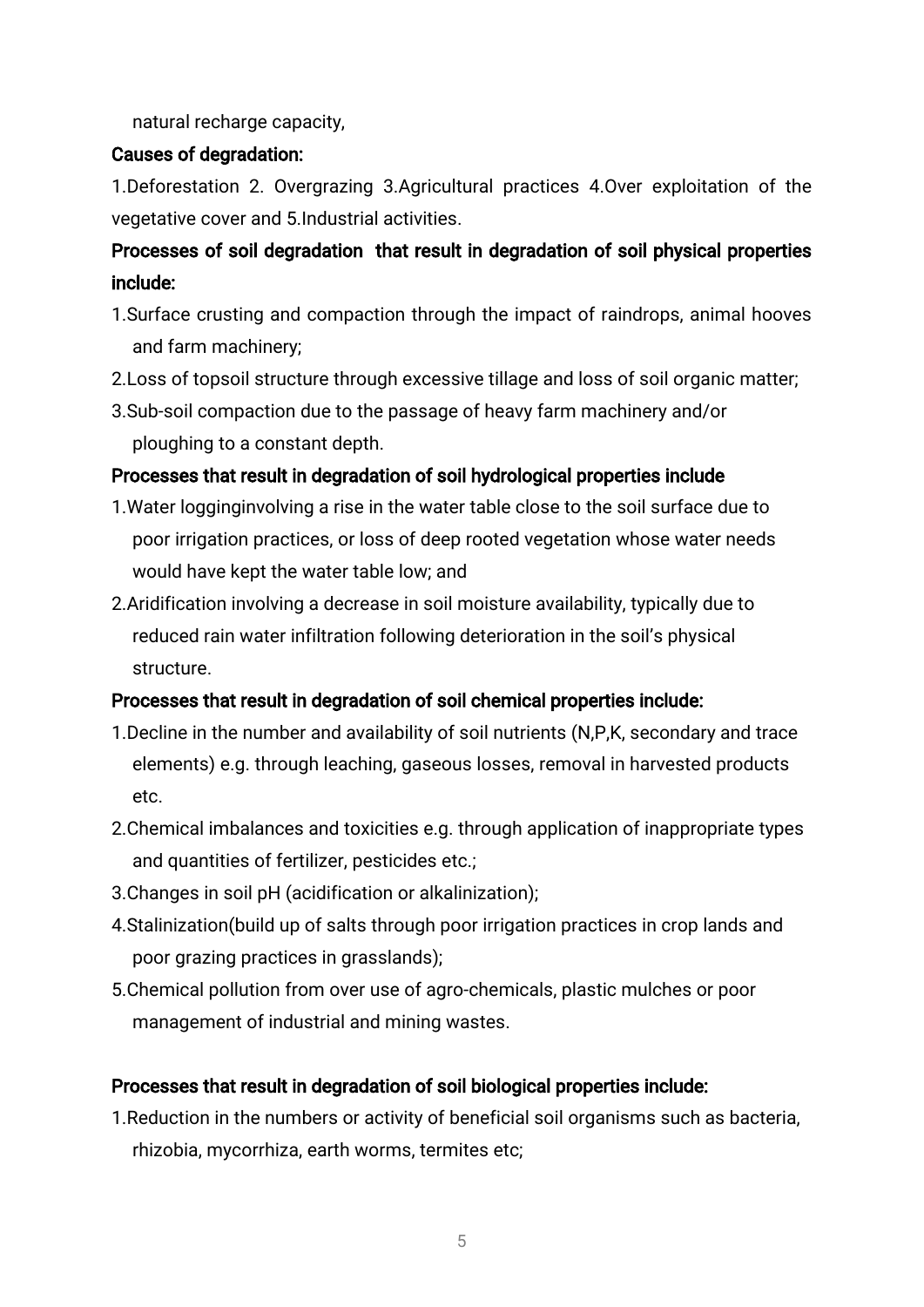natural recharge capacity,

**Causes of degradation:**

1.Deforestation 2. Overgrazing 3.Agricultural practices 4.Over exploitation of the vegetative cover and 5.Industrial activities.

**Processes of soil degradation that result in degradation of soil physical properties include:**

1.Surface crusting and compaction through the impact of raindrops, animal hooves and farm machinery;

2.Loss of topsoil structure through excessive tillage and loss of soil organic matter;

3.Sub-soil compaction due to the passage of heavy farm machinery and/or ploughing to a constant depth.

**Processes that result in degradation of soil hydrological properties include**

1.Water logginginvolving a rise in the water table close to the soil surface due to poor irrigation practices, or loss of deep rooted vegetation whose water needs would have kept the water table low; and

2.Aridification involving a decrease in soil moisture availability, typically due to reduced rain water infiltration following deterioration in the soil's physical structure.

**Processes that result in degradation of soil chemical properties include:**

1.Decline in the number and availability of soil nutrients (N,P,K, secondary and trace elements) e.g. through leaching, gaseous losses, removal in harvested products etc.

2.Chemical imbalances and toxicities e.g. through application of inappropriate types and quantities of fertilizer, pesticides etc.;

3.Changes in soil pH (acidification or alkalinization);

4.Stalinization(build up of salts through poor irrigation practices in crop lands and poor grazing practices in grasslands);

5.Chemical pollution from over use of agro-chemicals, plastic mulches or poor management of industrial and mining wastes.

**Processes that result in degradation of soil biological properties include:**

1.Reduction in the numbers or activity of beneficial soil organisms such as bacteria, rhizobia, mycorrhiza, earth worms, termites etc;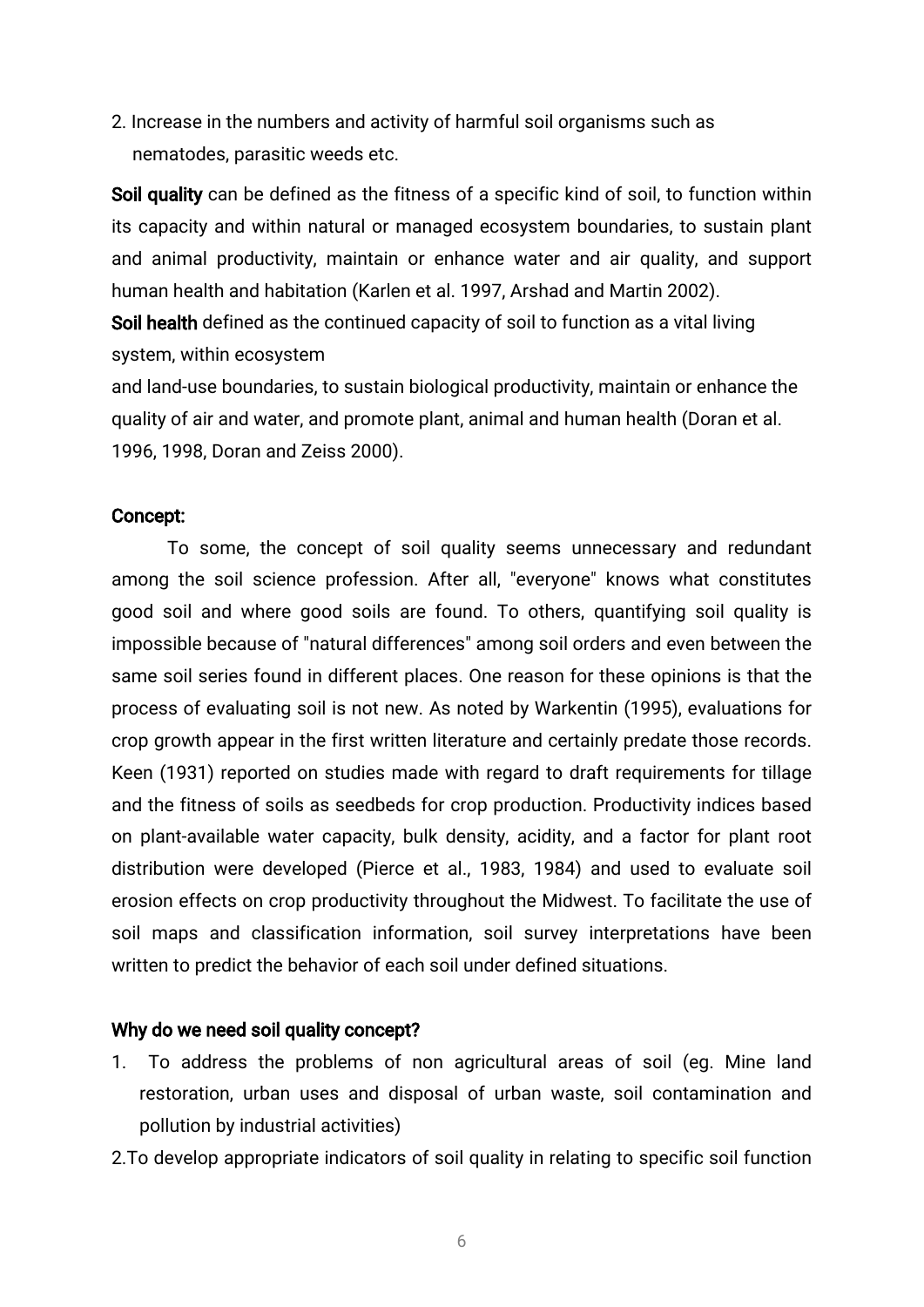2. Increase in the numbers and activity of harmful soil organisms such as nematodes, parasitic weeds etc.

**Soil quality** can be defined as the fitness of a specific kind of soil, to function within its capacity and within natural or managed ecosystem boundaries, to sustain plant and animal productivity, maintain or enhance water and air quality, and support human health and habitation (Karlen et al. 1997, Arshad and Martin 2002).

**Soil health** defined as the continued capacity of soil to function as a vital living system, within ecosystem and land-use boundaries, to sustain biological productivity, maintain or enhance the quality of air and water, and promote plant, animal and human health (Doran et al. 1996, 1998, Doran and Zeiss 2000).

**Concept:**

To some, the concept of soil quality seems unnecessary and redundant among the soil science profession. After all, "everyone" knows what constitutes good soil and where good soils are found. To others, quantifying soil quality is impossible because of "natural differences" among soil orders and even between the same soil series found in different places. One reason for these opinions is that the process of evaluating soil is not new. As noted by Warkentin (1995), evaluations for crop growth appear in the first written literature and certainly predate those records. Keen (1931) reported on studies made with regard to draft requirements for tillage and the fitness of soils as seedbeds for crop production. Productivity indices based on plant-available water capacity, bulk density, acidity, and a factor for plant root distribution were developed (Pierce et al., 1983, 1984) and used to evaluate soil erosion effects on crop productivity throughout the Midwest. To facilitate the use of soil maps and classification information, soil survey interpretations have been written to predict the behavior of each soil under defined situations.

**Why do we need soil quality concept?**

1. To address the problems of non agricultural areas of soil (eg. Mine land restoration, urban uses and disposal of urban waste, soil contamination and pollution by industrial activities)
2. To develop appropriate indicators of soil quality in relating to specific soil function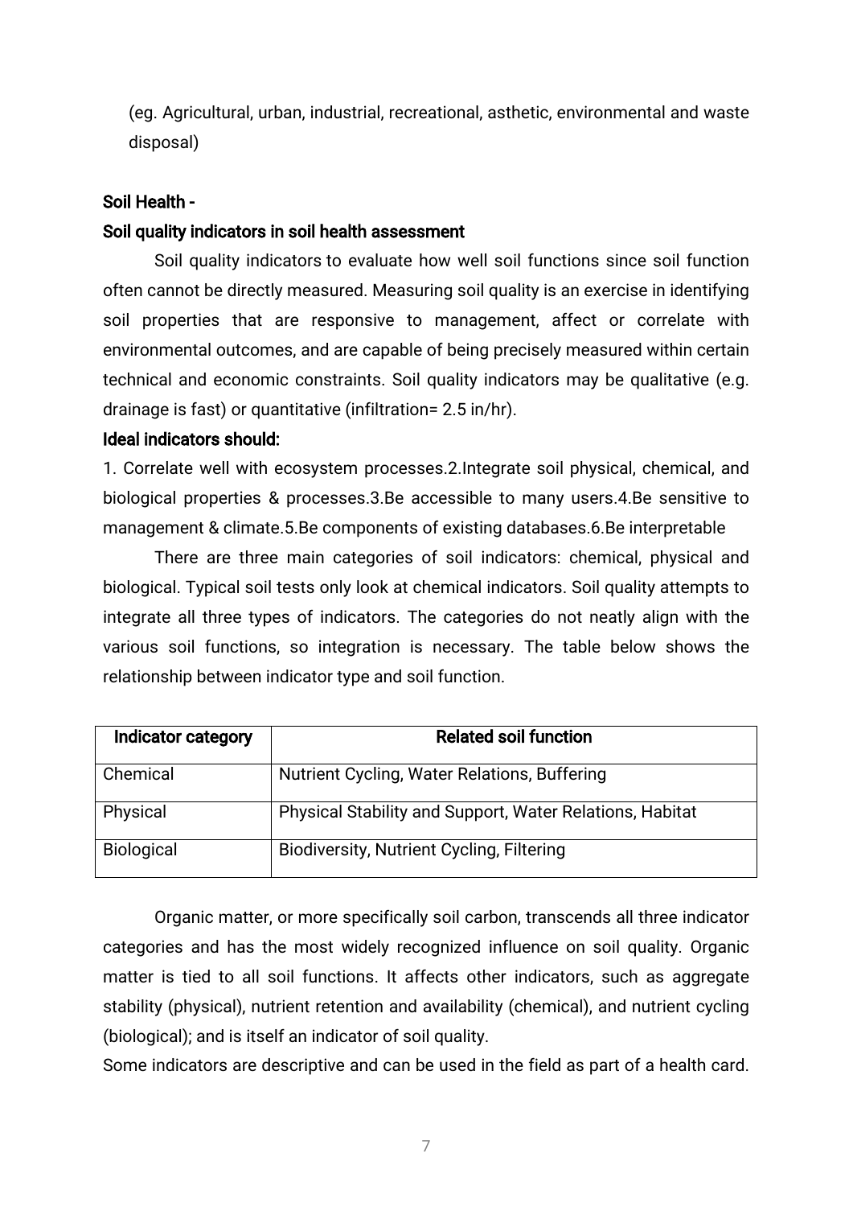(eg. Agricultural, urban, industrial, recreational, asthetic, environmental and waste disposal)

**Soil Health -**

**Soil quality indicators in soil health assessment**

Soil quality indicators to evaluate how well soil functions since soil function often cannot be directly measured. Measuring soil quality is an exercise in identifying soil properties that are responsive to management, affect or correlate with environmental outcomes, and are capable of being precisely measured within certain technical and economic constraints. Soil quality indicators may be qualitative (e.g. drainage is fast) or quantitative (infiltration= 2.5 in/hr).

**Ideal indicators should:**

1. Correlate well with ecosystem processes.2.Integrate soil physical, chemical, and biological properties & processes.3.Be accessible to many users.4.Be sensitive to management & climate.5.Be components of existing databases.6.Be interpretable

There are three main categories of soil indicators: chemical, physical and biological. Typical soil tests only look at chemical indicators. Soil quality attempts to integrate all three types of indicators. The categories do not neatly align with the various soil functions, so integration is necessary. The table below shows the relationship between indicator type and soil function.

| Indicator category | Related soil function |
|---|---|
| Chemical | Nutrient Cycling, Water Relations, Buffering |
| Physical | Physical Stability and Support, Water Relations, Habitat |
| Biological | Biodiversity, Nutrient Cycling, Filtering |

Organic matter, or more specifically soil carbon, transcends all three indicator categories and has the most widely recognized influence on soil quality. Organic matter is tied to all soil functions. It affects other indicators, such as aggregate stability (physical), nutrient retention and availability (chemical), and nutrient cycling (biological); and is itself an indicator of soil quality.

Some indicators are descriptive and can be used in the field as part of a health card.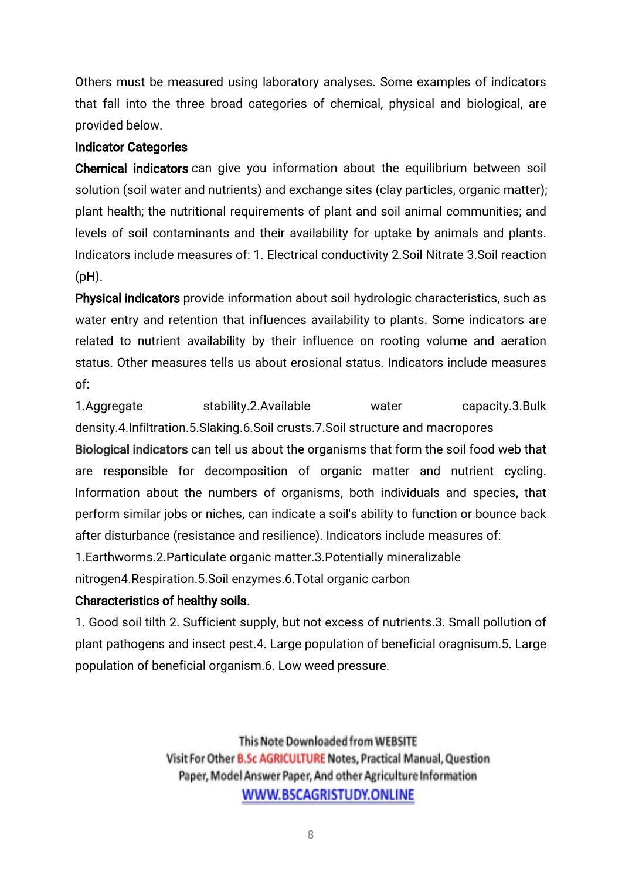Others must be measured using laboratory analyses. Some examples of indicators that fall into the three broad categories of chemical, physical and biological, are provided below.

**Indicator Categories**

**Chemical indicators** can give you information about the equilibrium between soil solution (soil water and nutrients) and exchange sites (clay particles, organic matter); plant health; the nutritional requirements of plant and soil animal communities; and levels of soil contaminants and their availability for uptake by animals and plants. Indicators include measures of: 1. Electrical conductivity 2.Soil Nitrate 3.Soil reaction (pH).

**Physical indicators** provide information about soil hydrologic characteristics, such as water entry and retention that influences availability to plants. Some indicators are related to nutrient availability by their influence on rooting volume and aeration status. Other measures tells us about erosional status. Indicators include measures of:

1.Aggregate stability.2.Available water capacity.3.Bulk density.4.Infiltration.5.Slaking.6.Soil crusts.7.Soil structure and macropores

**Biological indicators** can tell us about the organisms that form the soil food web that are responsible for decomposition of organic matter and nutrient cycling. Information about the numbers of organisms, both individuals and species, that perform similar jobs or niches, can indicate a soil's ability to function or bounce back after disturbance (resistance and resilience). Indicators include measures of:

1.Earthworms.2.Particulate organic matter.3.Potentially mineralizable nitrogen4.Respiration.5.Soil enzymes.6.Total organic carbon

**Characteristics of healthy soils**.

1. Good soil tilth 2. Sufficient supply, but not excess of nutrients.3. Small pollution of plant pathogens and insect pest.4. Large population of beneficial oragnisum.5. Large population of beneficial organism.6. Low weed pressure.

This Note Downloaded from WEBSITE
Visit For Other B.Sc AGRICULTURE Notes, Practical Manual, Question Paper, Model Answer Paper, And other Agriculture Information
WWW.BSCAGRISTUDY.ONLINE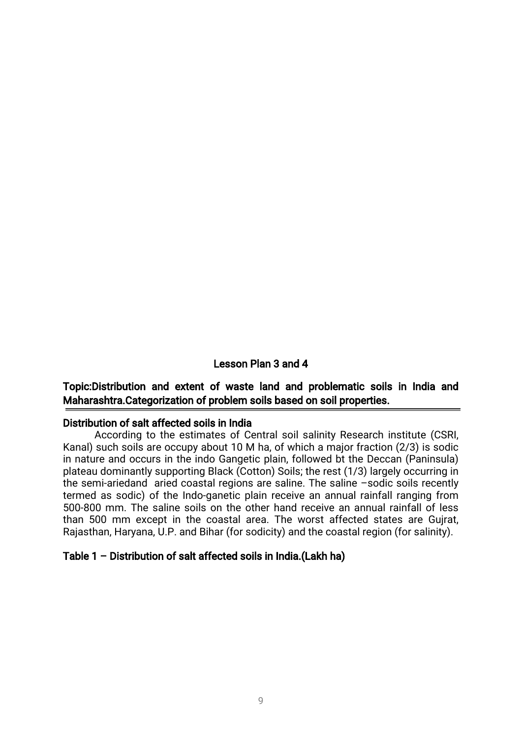## Lesson Plan 3 and 4

**Topic:Distribution and extent of waste land and problematic soils in India and Maharashtra.Categorization of problem soils based on soil properties.**

### Distribution of salt affected soils in India

According to the estimates of Central soil salinity Research institute (CSRI, Kanal) such soils are occupy about 10 M ha, of which a major fraction (2/3) is sodic in nature and occurs in the indo Gangetic plain, followed bt the Deccan (Paninsula) plateau dominantly supporting Black (Cotton) Soils; the rest (1/3) largely occurring in the semi-ariedand aried coastal regions are saline. The saline –sodic soils recently termed as sodic) of the Indo-ganetic plain receive an annual rainfall ranging from 500-800 mm. The saline soils on the other hand receive an annual rainfall of less than 500 mm except in the coastal area. The worst affected states are Gujrat, Rajasthan, Haryana, U.P. and Bihar (for sodicity) and the coastal region (for salinity).

**Table 1 – Distribution of salt affected soils in India.(Lakh ha)**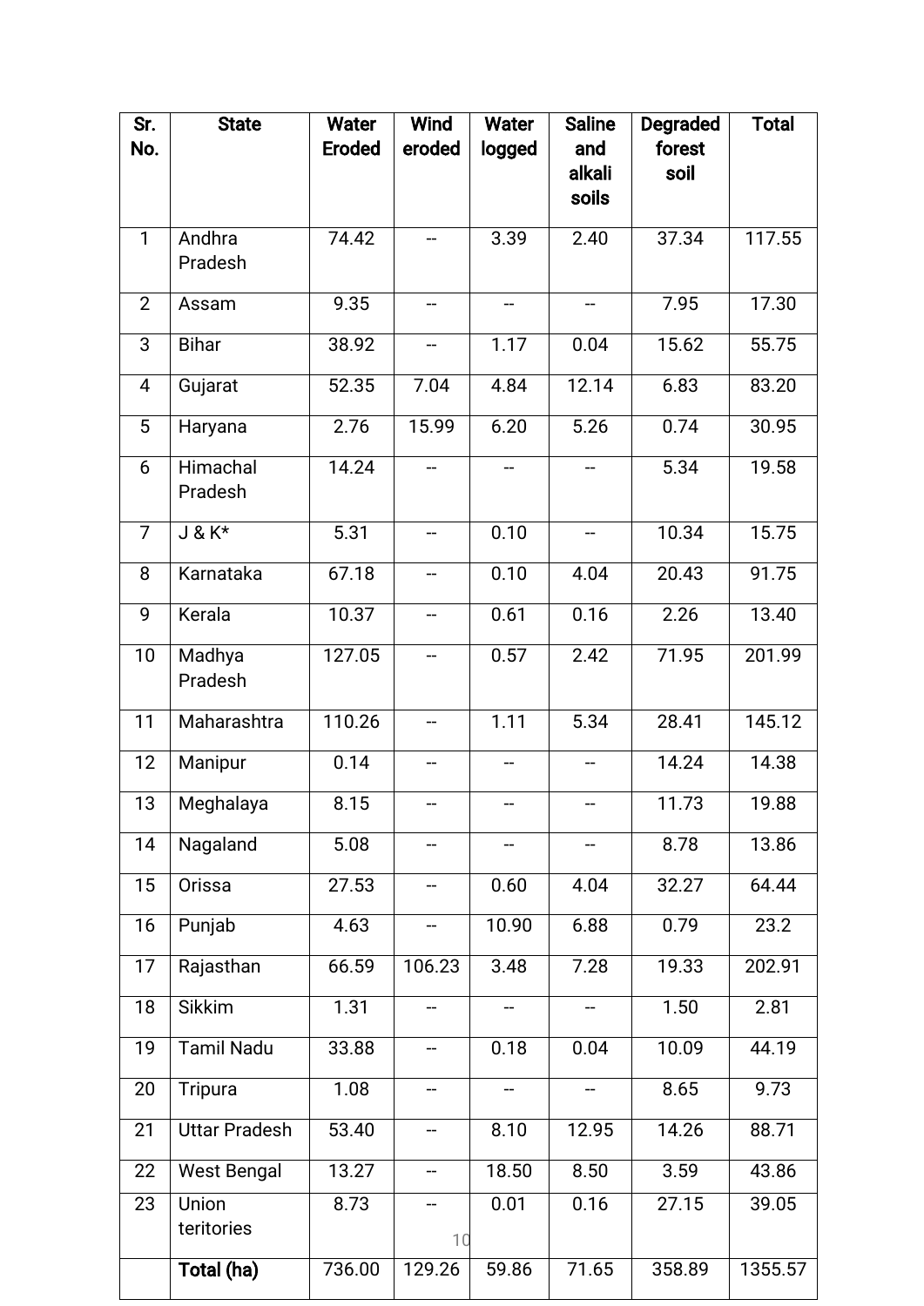| Sr. No. | State | Water Eroded | Wind eroded | Water logged | Saline and alkali soils | Degraded forest soil | Total |
|---|---|---|---|---|---|---|---|
| 1 | Andhra Pradesh | 74.42 | -- | 3.39 | 2.40 | 37.34 | 117.55 |
| 2 | Assam | 9.35 | -- | -- | -- | 7.95 | 17.30 |
| 3 | Bihar | 38.92 | -- | 1.17 | 0.04 | 15.62 | 55.75 |
| 4 | Gujarat | 52.35 | 7.04 | 4.84 | 12.14 | 6.83 | 83.20 |
| 5 | Haryana | 2.76 | 15.99 | 6.20 | 5.26 | 0.74 | 30.95 |
| 6 | Himachal Pradesh | 14.24 | -- | -- | -- | 5.34 | 19.58 |
| 7 | J & K* | 5.31 | -- | 0.10 | -- | 10.34 | 15.75 |
| 8 | Karnataka | 67.18 | -- | 0.10 | 4.04 | 20.43 | 91.75 |
| 9 | Kerala | 10.37 | -- | 0.61 | 0.16 | 2.26 | 13.40 |
| 10 | Madhya Pradesh | 127.05 | -- | 0.57 | 2.42 | 71.95 | 201.99 |
| 11 | Maharashtra | 110.26 | -- | 1.11 | 5.34 | 28.41 | 145.12 |
| 12 | Manipur | 0.14 | -- | -- | -- | 14.24 | 14.38 |
| 13 | Meghalaya | 8.15 | -- | -- | -- | 11.73 | 19.88 |
| 14 | Nagaland | 5.08 | -- | -- | -- | 8.78 | 13.86 |
| 15 | Orissa | 27.53 | -- | 0.60 | 4.04 | 32.27 | 64.44 |
| 16 | Punjab | 4.63 | -- | 10.90 | 6.88 | 0.79 | 23.2 |
| 17 | Rajasthan | 66.59 | 106.23 | 3.48 | 7.28 | 19.33 | 202.91 |
| 18 | Sikkim | 1.31 | -- | -- | -- | 1.50 | 2.81 |
| 19 | Tamil Nadu | 33.88 | -- | 0.18 | 0.04 | 10.09 | 44.19 |
| 20 | Tripura | 1.08 | -- | -- | -- | 8.65 | 9.73 |
| 21 | Uttar Pradesh | 53.40 | -- | 8.10 | 12.95 | 14.26 | 88.71 |
| 22 | West Bengal | 13.27 | -- | 18.50 | 8.50 | 3.59 | 43.86 |
| 23 | Union teritories | 8.73 | -- | 0.01 | 0.16 | 27.15 | 39.05 |
| | **Total (ha)** | 736.00 | 129.26 | 59.86 | 71.65 | 358.89 | 1355.57 |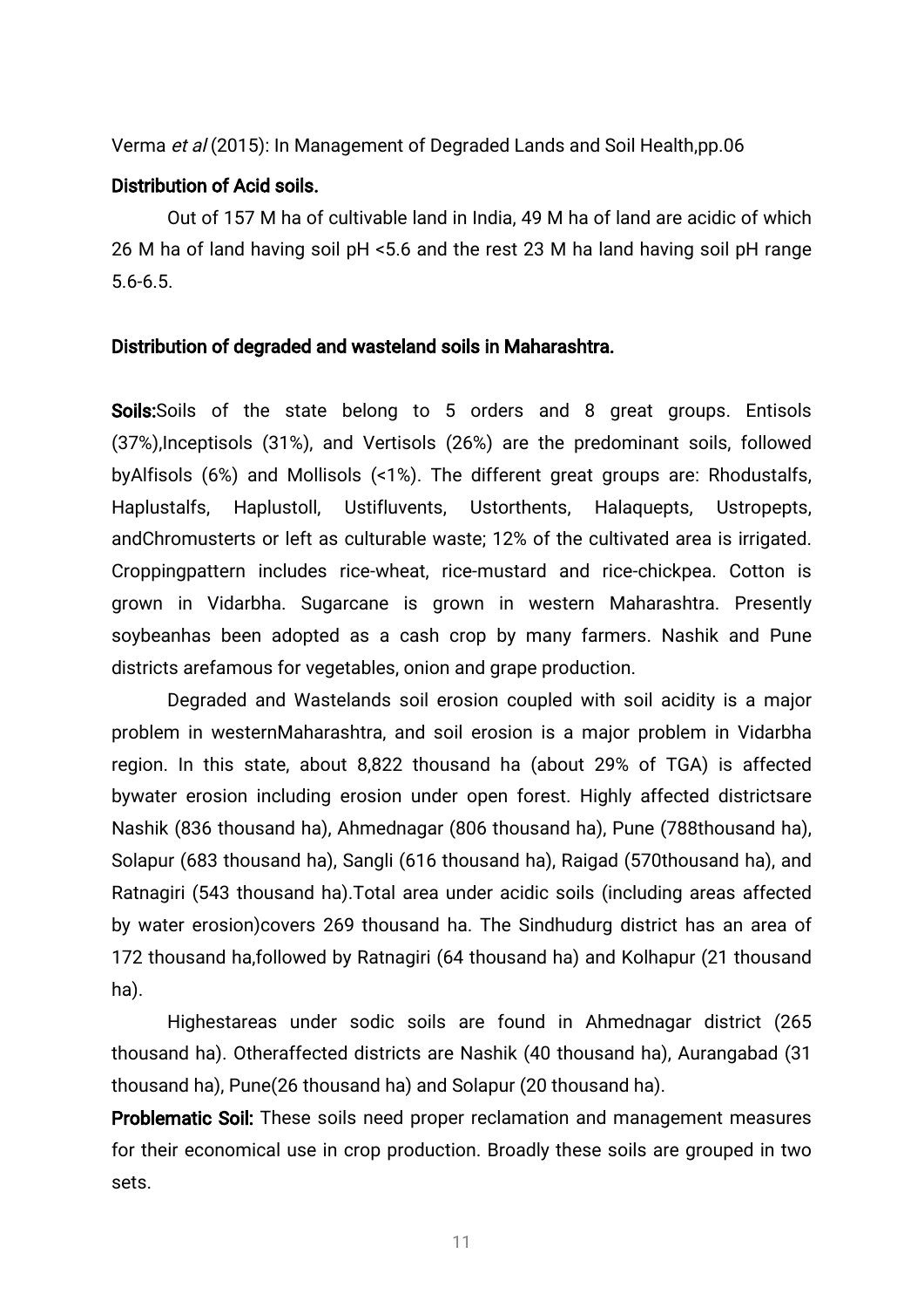Verma *et al* (2015): In Management of Degraded Lands and Soil Health,pp.06

**Distribution of Acid soils.**

Out of 157 M ha of cultivable land in India, 49 M ha of land are acidic of which 26 M ha of land having soil pH <5.6 and the rest 23 M ha land having soil pH range 5.6-6.5.

**Distribution of degraded and wasteland soils in Maharashtra.**

**Soils:**Soils of the state belong to 5 orders and 8 great groups. Entisols (37%),Inceptisols (31%), and Vertisols (26%) are the predominant soils, followed byAlfisols (6%) and Mollisols (<1%). The different great groups are: Rhodustalfs, Haplustalfs, Haplustoll, Ustifluvents, Ustorthents, Halaquepts, Ustropepts, andChromusterts or left as culturable waste; 12% of the cultivated area is irrigated. Croppingpattern includes rice-wheat, rice-mustard and rice-chickpea. Cotton is grown in Vidarbha. Sugarcane is grown in western Maharashtra. Presently soybeanhas been adopted as a cash crop by many farmers. Nashik and Pune districts arefamous for vegetables, onion and grape production.

Degraded and Wastelands soil erosion coupled with soil acidity is a major problem in westernMaharashtra, and soil erosion is a major problem in Vidarbha region. In this state, about 8,822 thousand ha (about 29% of TGA) is affected bywater erosion including erosion under open forest. Highly affected districtsare Nashik (836 thousand ha), Ahmednagar (806 thousand ha), Pune (788thousand ha), Solapur (683 thousand ha), Sangli (616 thousand ha), Raigad (570thousand ha), and Ratnagiri (543 thousand ha).Total area under acidic soils (including areas affected by water erosion)covers 269 thousand ha. The Sindhudurg district has an area of 172 thousand ha,followed by Ratnagiri (64 thousand ha) and Kolhapur (21 thousand ha).

Highestareas under sodic soils are found in Ahmednagar district (265 thousand ha). Otheraffected districts are Nashik (40 thousand ha), Aurangabad (31 thousand ha), Pune(26 thousand ha) and Solapur (20 thousand ha).

**Problematic Soil:** These soils need proper reclamation and management measures for their economical use in crop production. Broadly these soils are grouped in two sets.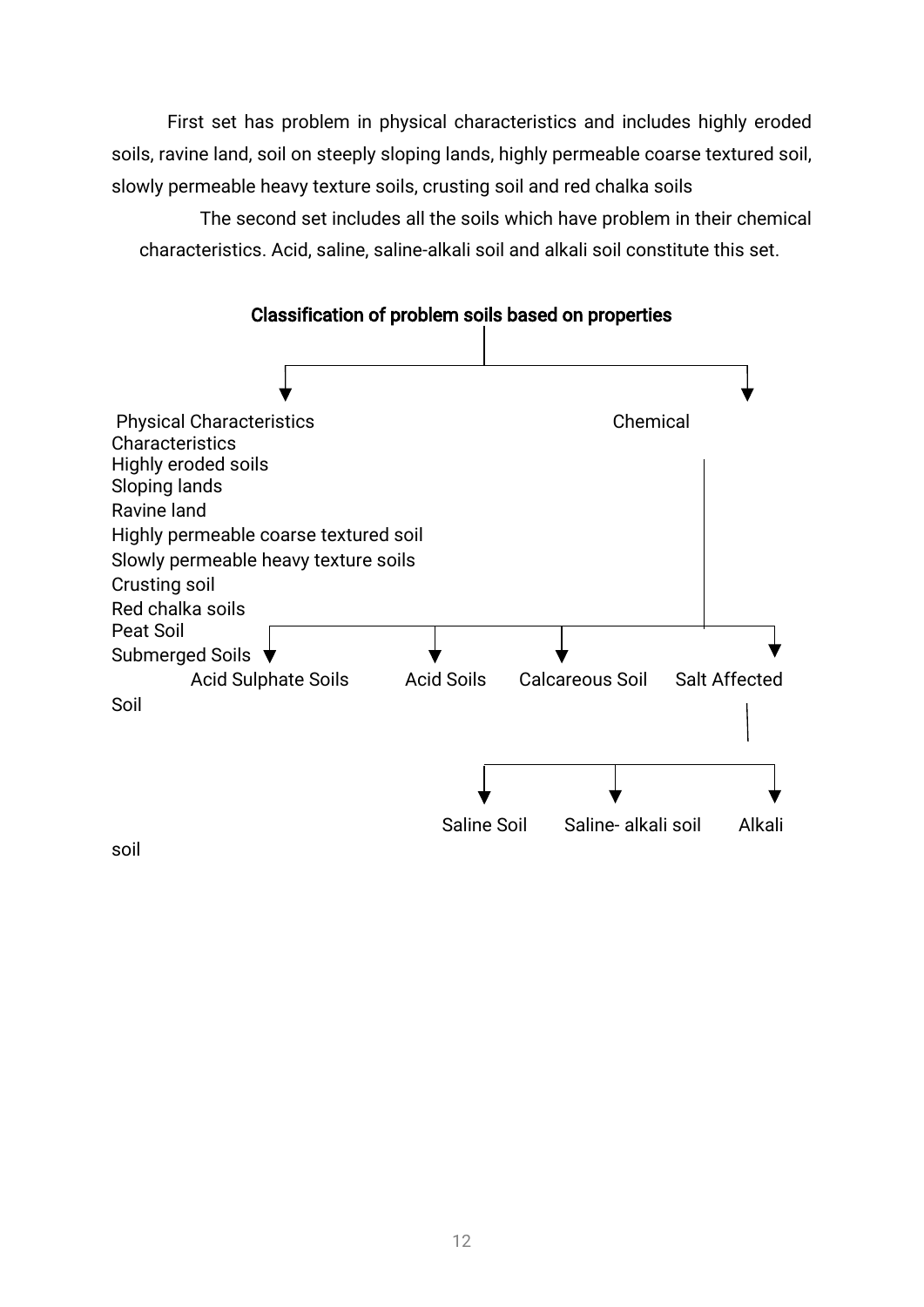First set has problem in physical characteristics and includes highly eroded soils, ravine land, soil on steeply sloping lands, highly permeable coarse textured soil, slowly permeable heavy texture soils, crusting soil and red chalka soils

The second set includes all the soils which have problem in their chemical characteristics. Acid, saline, saline-alkali soil and alkali soil constitute this set.

**Classification of problem soils based on properties**

- Physical Characteristics
  - Highly eroded soils
  - Sloping lands
  - Ravine land
  - Highly permeable coarse textured soil
  - Slowly permeable heavy texture soils
  - Crusting soil
  - Red chalka soils
  - Peat Soil
  - Submerged Soils
- Chemical Characteristics
  - Acid Sulphate Soils
  - Acid Soils
  - Calcareous Soil
  - Salt Affected Soil
    - Saline Soil
    - Saline- alkali soil
    - Alkali soil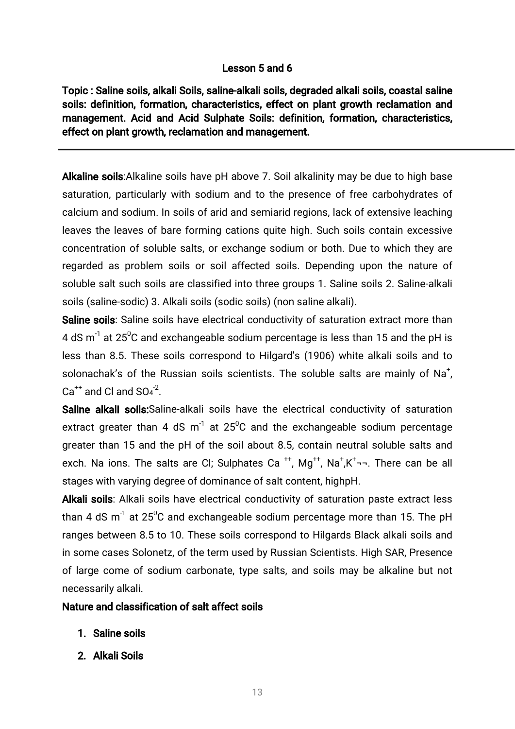# Lesson 5 and 6

**Topic : Saline soils, alkali Soils, saline-alkali soils, degraded alkali soils, coastal saline soils: definition, formation, characteristics, effect on plant growth reclamation and management. Acid and Acid Sulphate Soils: definition, formation, characteristics, effect on plant growth, reclamation and management.**

---

**Alkaline soils**:Alkaline soils have pH above 7. Soil alkalinity may be due to high base saturation, particularly with sodium and to the presence of free carbohydrates of calcium and sodium. In soils of arid and semiarid regions, lack of extensive leaching leaves the leaves of bare forming cations quite high. Such soils contain excessive concentration of soluble salts, or exchange sodium or both. Due to which they are regarded as problem soils or soil affected soils. Depending upon the nature of soluble salt such soils are classified into three groups 1. Saline soils 2. Saline-alkali soils (saline-sodic) 3. Alkali soils (sodic soils) (non saline alkali).

**Saline soils**: Saline soils have electrical conductivity of saturation extract more than 4 dS $m^{-1}$ at $25^0$C and exchangeable sodium percentage is less than 15 and the pH is less than 8.5. These soils correspond to Hilgard's (1906) white alkali soils and to solonachak's of the Russian soils scientists. The soluble salts are mainly of $Na^+$, $Ca^{++}$ and Cl and $SO_4^{-2}$.

**Saline alkali soils:**Saline-alkali soils have the electrical conductivity of saturation extract greater than 4 dS $m^{-1}$ at $25^0$C and the exchangeable sodium percentage greater than 15 and the pH of the soil about 8.5, contain neutral soluble salts and exch. Na ions. The salts are Cl; Sulphates Ca $^{++}$, $Mg^{++}$, $Na^+$,$K^+$¬¬. There can be all stages with varying degree of dominance of salt content, highpH.

**Alkali soils**: Alkali soils have electrical conductivity of saturation paste extract less than 4 dS $m^{-1}$ at $25^0$C and exchangeable sodium percentage more than 15. The pH ranges between 8.5 to 10. These soils correspond to Hilgards Black alkali soils and in some cases Solonetz, of the term used by Russian Scientists. High SAR, Presence of large come of sodium carbonate, type salts, and soils may be alkaline but not necessarily alkali.

**Nature and classification of salt affect soils**

1. **Saline soils**
2. **Alkali Soils**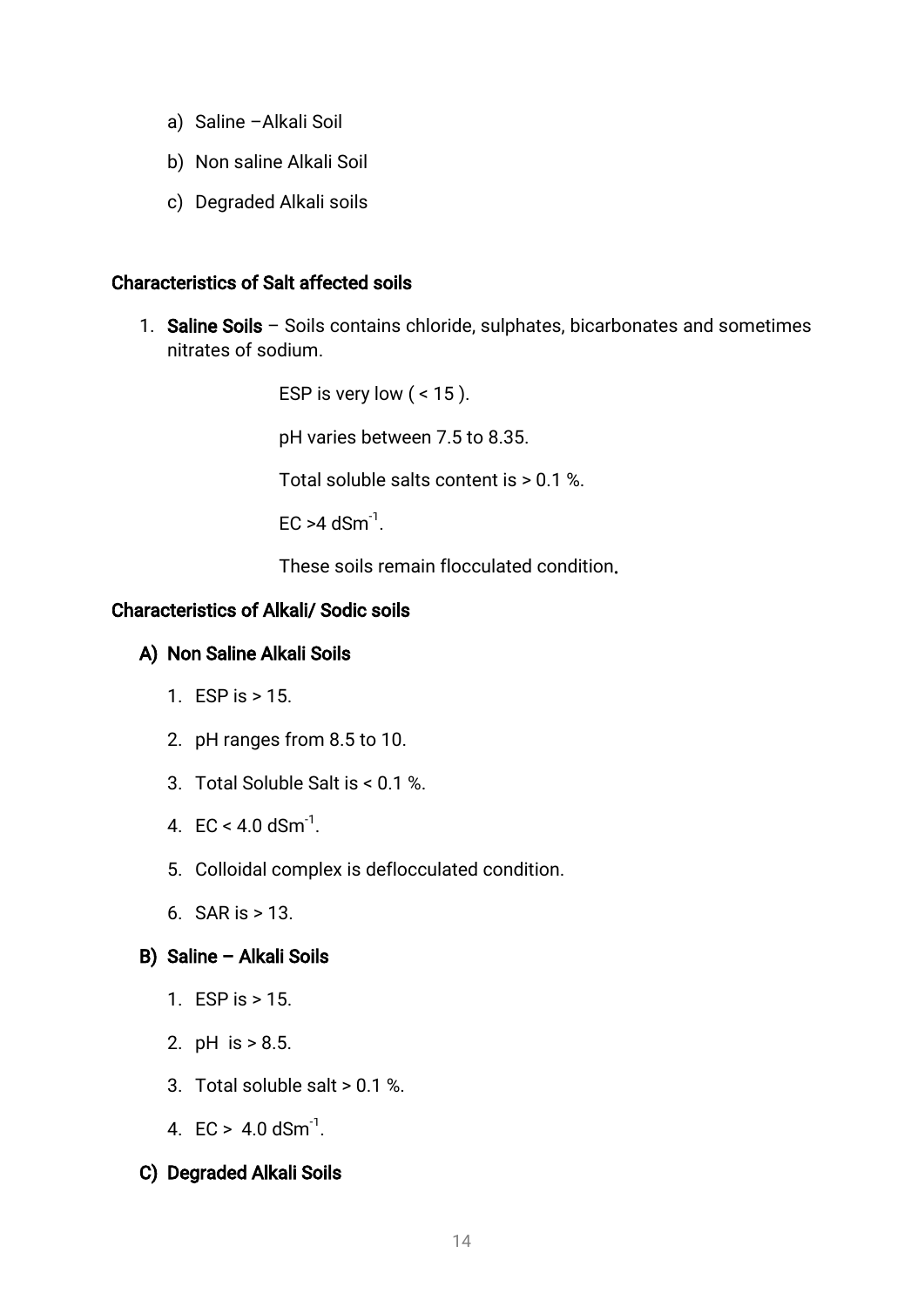a) Saline –Alkali Soil

b) Non saline Alkali Soil

c) Degraded Alkali soils

## Characteristics of Salt affected soils

1. **Saline Soils** – Soils contains chloride, sulphates, bicarbonates and sometimes nitrates of sodium.

   ESP is very low ( < 15 ).

   pH varies between 7.5 to 8.35.

   Total soluble salts content is > 0.1 %.

   EC >4 $dSm^{-1}$.

   These soils remain flocculated condition.

## Characteristics of Alkali/ Sodic soils

### A) Non Saline Alkali Soils

1. ESP is > 15.
2. pH ranges from 8.5 to 10.
3. Total Soluble Salt is < 0.1 %.
4. EC < 4.0 $dSm^{-1}$.
5. Colloidal complex is deflocculated condition.
6. SAR is > 13.

### B) Saline – Alkali Soils

1. ESP is > 15.
2. pH is > 8.5.
3. Total soluble salt > 0.1 %.
4. EC > 4.0 $dSm^{-1}$.

### C) Degraded Alkali Soils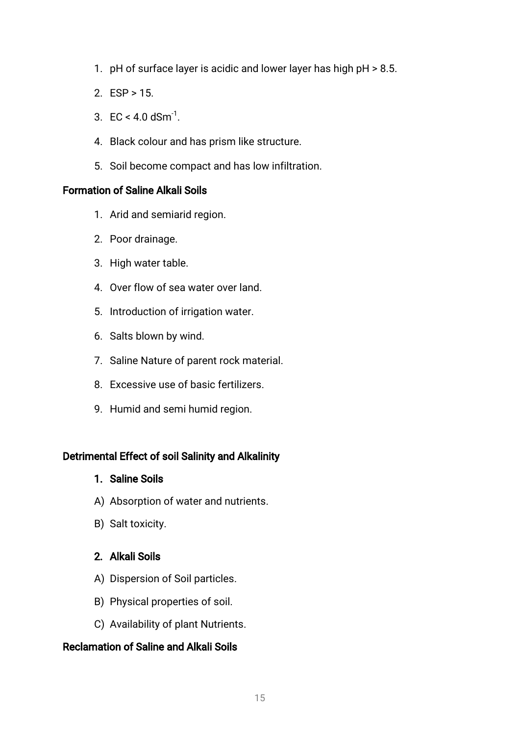1. pH of surface layer is acidic and lower layer has high pH > 8.5.
2. ESP > 15.
3. EC < 4.0 $dSm^{-1}$.
4. Black colour and has prism like structure.
5. Soil become compact and has low infiltration.

### Formation of Saline Alkali Soils

1. Arid and semiarid region.
2. Poor drainage.
3. High water table.
4. Over flow of sea water over land.
5. Introduction of irrigation water.
6. Salts blown by wind.
7. Saline Nature of parent rock material.
8. Excessive use of basic fertilizers.
9. Humid and semi humid region.

### Detrimental Effect of soil Salinity and Alkalinity

**1. Saline Soils**

A) Absorption of water and nutrients.

B) Salt toxicity.

**2. Alkali Soils**

A) Dispersion of Soil particles.

B) Physical properties of soil.

C) Availability of plant Nutrients.

### Reclamation of Saline and Alkali Soils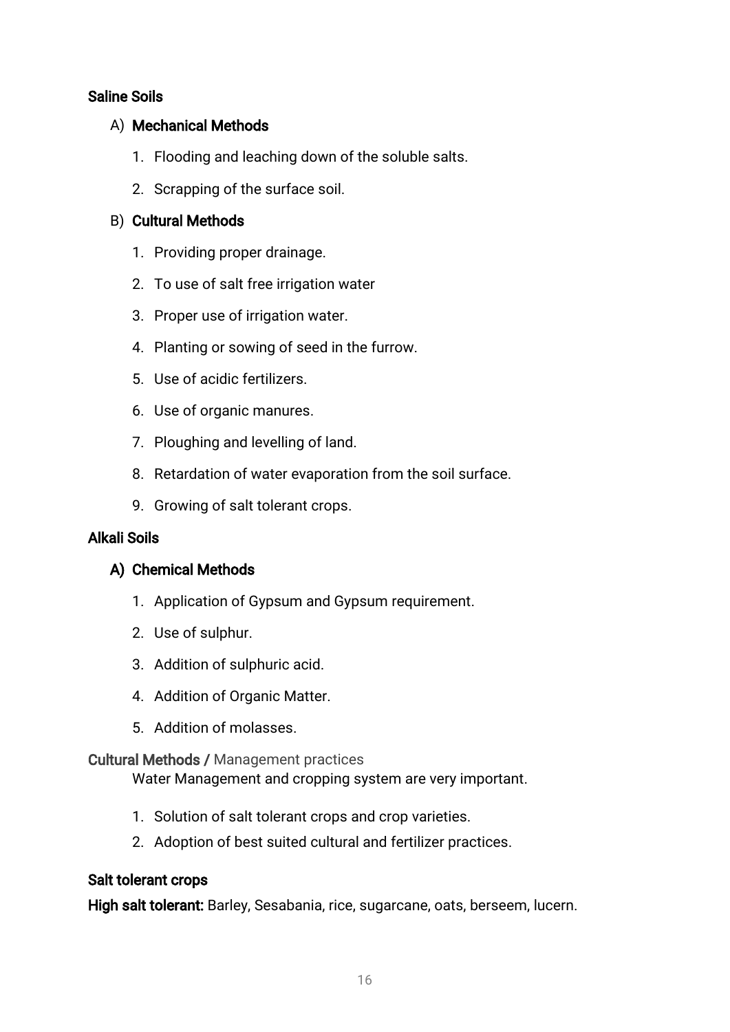### Saline Soils

#### A) Mechanical Methods

1. Flooding and leaching down of the soluble salts.
2. Scrapping of the surface soil.

#### B) Cultural Methods

1. Providing proper drainage.
2. To use of salt free irrigation water
3. Proper use of irrigation water.
4. Planting or sowing of seed in the furrow.
5. Use of acidic fertilizers.
6. Use of organic manures.
7. Ploughing and levelling of land.
8. Retardation of water evaporation from the soil surface.
9. Growing of salt tolerant crops.

### Alkali Soils

#### A) Chemical Methods

1. Application of Gypsum and Gypsum requirement.
2. Use of sulphur.
3. Addition of sulphuric acid.
4. Addition of Organic Matter.
5. Addition of molasses.

**Cultural Methods /** Management practices

Water Management and cropping system are very important.

1. Solution of salt tolerant crops and crop varieties.
2. Adoption of best suited cultural and fertilizer practices.

### Salt tolerant crops

**High salt tolerant:** Barley, Sesabania, rice, sugarcane, oats, berseem, lucern.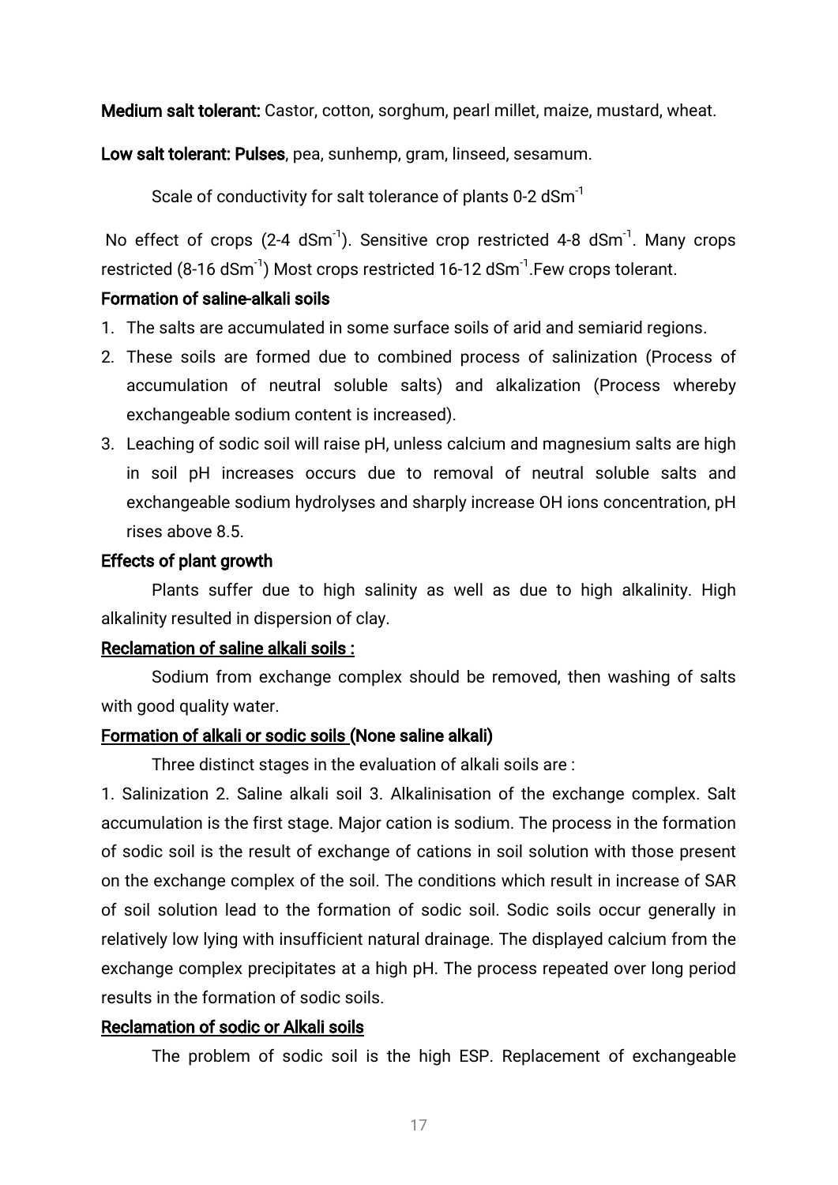**Medium salt tolerant:** Castor, cotton, sorghum, pearl millet, maize, mustard, wheat.

**Low salt tolerant: Pulses**, pea, sunhemp, gram, linseed, sesamum.

Scale of conductivity for salt tolerance of plants 0-2 $dSm^{-1}$

No effect of crops (2-4 $dSm^{-1}$). Sensitive crop restricted 4-8 $dSm^{-1}$. Many crops restricted (8-16 $dSm^{-1}$) Most crops restricted 16-12 $dSm^{-1}$.Few crops tolerant.

**Formation of saline-alkali soils**

1. The salts are accumulated in some surface soils of arid and semiarid regions.
2. These soils are formed due to combined process of salinization (Process of accumulation of neutral soluble salts) and alkalization (Process whereby exchangeable sodium content is increased).
3. Leaching of sodic soil will raise pH, unless calcium and magnesium salts are high in soil pH increases occurs due to removal of neutral soluble salts and exchangeable sodium hydrolyses and sharply increase OH ions concentration, pH rises above 8.5.

**Effects of plant growth**

Plants suffer due to high salinity as well as due to high alkalinity. High alkalinity resulted in dispersion of clay.

**Reclamation of saline alkali soils :**

Sodium from exchange complex should be removed, then washing of salts with good quality water.

**Formation of alkali or sodic soils (None saline alkali)**

Three distinct stages in the evaluation of alkali soils are :

1. Salinization 2. Saline alkali soil 3. Alkalinisation of the exchange complex. Salt accumulation is the first stage. Major cation is sodium. The process in the formation of sodic soil is the result of exchange of cations in soil solution with those present on the exchange complex of the soil. The conditions which result in increase of SAR of soil solution lead to the formation of sodic soil. Sodic soils occur generally in relatively low lying with insufficient natural drainage. The displayed calcium from the exchange complex precipitates at a high pH. The process repeated over long period results in the formation of sodic soils.

**Reclamation of sodic or Alkali soils**

The problem of sodic soil is the high ESP. Replacement of exchangeable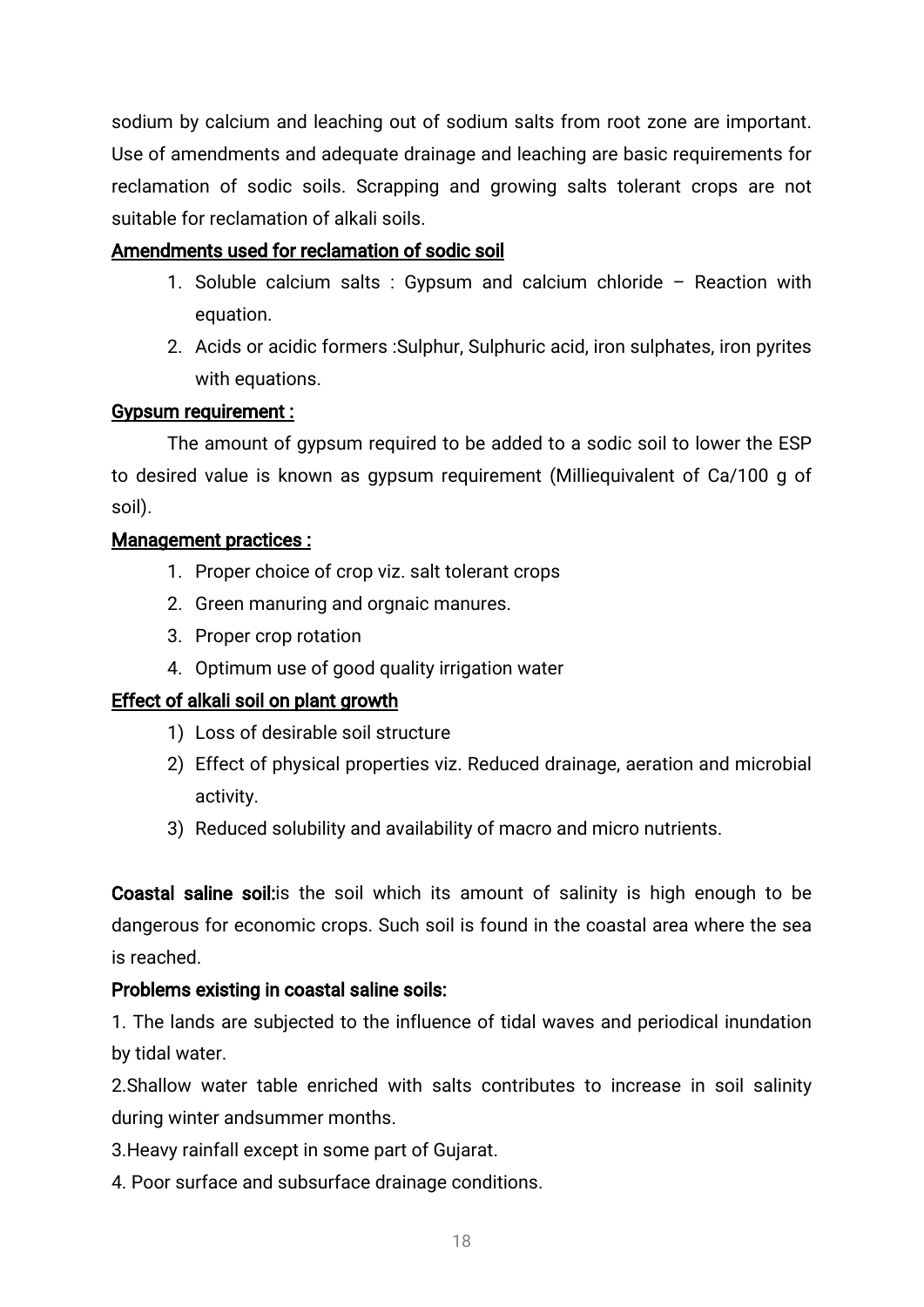sodium by calcium and leaching out of sodium salts from root zone are important. Use of amendments and adequate drainage and leaching are basic requirements for reclamation of sodic soils. Scrapping and growing salts tolerant crops are not suitable for reclamation of alkali soils.

**Amendments used for reclamation of sodic soil**

1. Soluble calcium salts : Gypsum and calcium chloride – Reaction with equation.
2. Acids or acidic formers :Sulphur, Sulphuric acid, iron sulphates, iron pyrites with equations.

**Gypsum requirement :**

The amount of gypsum required to be added to a sodic soil to lower the ESP to desired value is known as gypsum requirement (Milliequivalent of Ca/100 g of soil).

**Management practices :**

1. Proper choice of crop viz. salt tolerant crops
2. Green manuring and orgnaic manures.
3. Proper crop rotation
4. Optimum use of good quality irrigation water

**Effect of alkali soil on plant growth**

1) Loss of desirable soil structure
2) Effect of physical properties viz. Reduced drainage, aeration and microbial activity.
3) Reduced solubility and availability of macro and micro nutrients.

**Coastal saline soil:**is the soil which its amount of salinity is high enough to be dangerous for economic crops. Such soil is found in the coastal area where the sea is reached.

**Problems existing in coastal saline soils:**

1. The lands are subjected to the influence of tidal waves and periodical inundation by tidal water.

2.Shallow water table enriched with salts contributes to increase in soil salinity during winter andsummer months.

3.Heavy rainfall except in some part of Gujarat.

4. Poor surface and subsurface drainage conditions.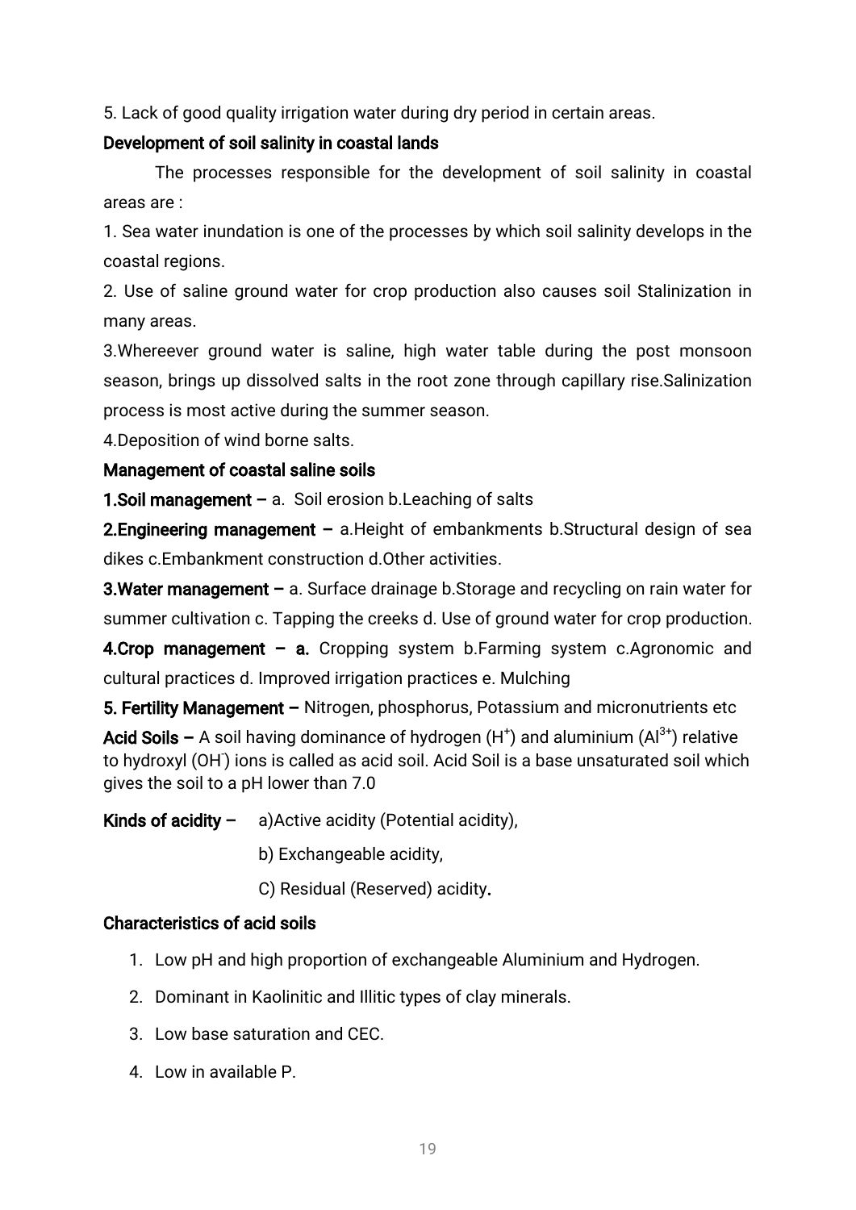5. Lack of good quality irrigation water during dry period in certain areas.

**Development of soil salinity in coastal lands**

The processes responsible for the development of soil salinity in coastal areas are :

1. Sea water inundation is one of the processes by which soil salinity develops in the coastal regions.
2. Use of saline ground water for crop production also causes soil Stalinization in many areas.
3. Whereever ground water is saline, high water table during the post monsoon season, brings up dissolved salts in the root zone through capillary rise.Salinization process is most active during the summer season.
4. Deposition of wind borne salts.

**Management of coastal saline soils**

**1.Soil management –** a. Soil erosion b.Leaching of salts

**2.Engineering management –** a.Height of embankments b.Structural design of sea dikes c.Embankment construction d.Other activities.

**3.Water management –** a. Surface drainage b.Storage and recycling on rain water for summer cultivation c. Tapping the creeks d. Use of ground water for crop production.

**4.Crop management – a.** Cropping system b.Farming system c.Agronomic and cultural practices d. Improved irrigation practices e. Mulching

**5. Fertility Management –** Nitrogen, phosphorus, Potassium and micronutrients etc

**Acid Soils –** A soil having dominance of hydrogen ($H^+$) and aluminium ($Al^{3+}$) relative to hydroxyl ($OH^-$) ions is called as acid soil. Acid Soil is a base unsaturated soil which gives the soil to a pH lower than 7.0

**Kinds of acidity –** a)Active acidity (Potential acidity),

b) Exchangeable acidity,

C) Residual (Reserved) acidity.

**Characteristics of acid soils**

1. Low pH and high proportion of exchangeable Aluminium and Hydrogen.
2. Dominant in Kaolinitic and Illitic types of clay minerals.
3. Low base saturation and CEC.
4. Low in available P.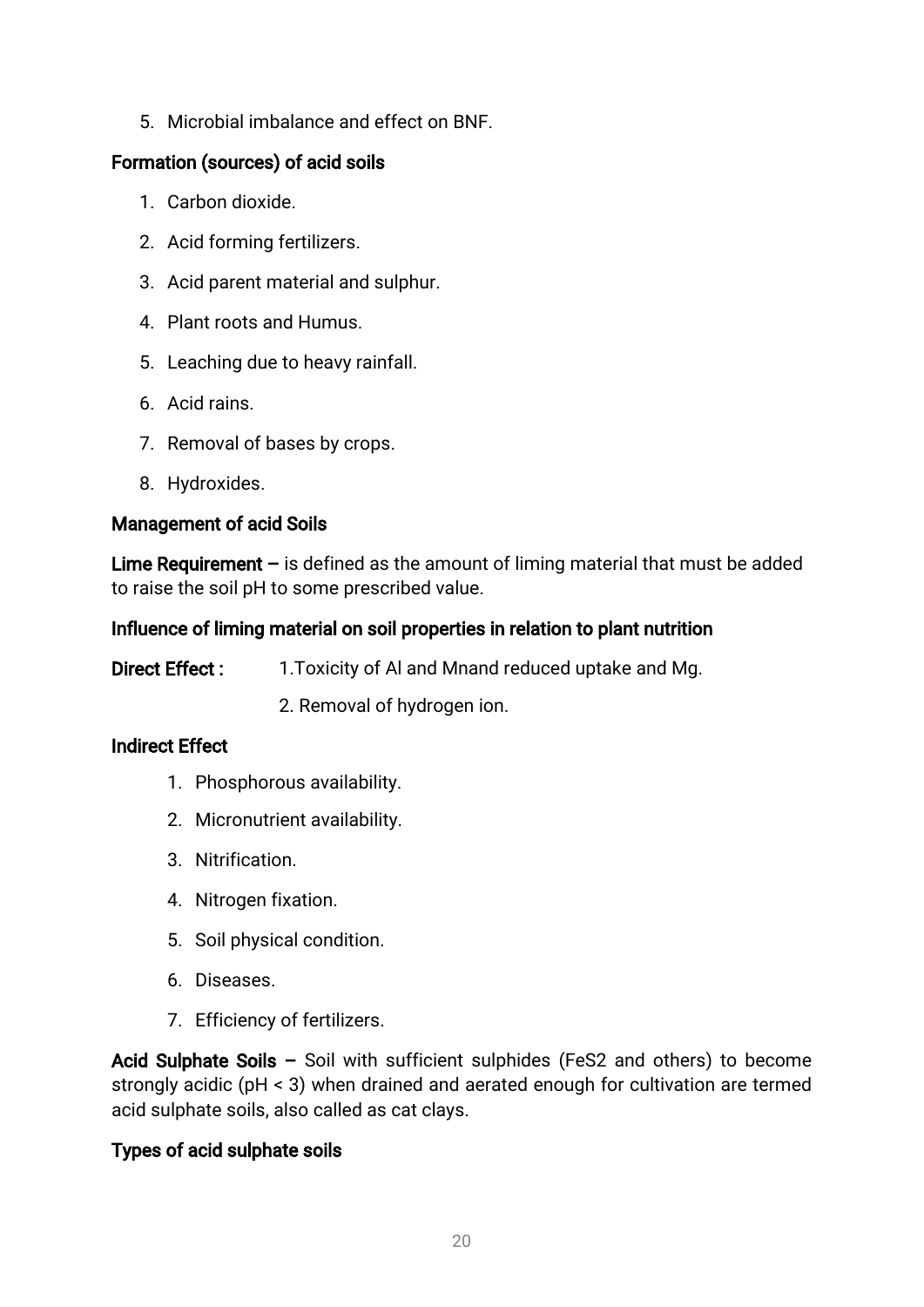5. Microbial imbalance and effect on BNF.

**Formation (sources) of acid soils**

1. Carbon dioxide.
2. Acid forming fertilizers.
3. Acid parent material and sulphur.
4. Plant roots and Humus.
5. Leaching due to heavy rainfall.
6. Acid rains.
7. Removal of bases by crops.
8. Hydroxides.

**Management of acid Soils**

**Lime Requirement –** is defined as the amount of liming material that must be added to raise the soil pH to some prescribed value.

**Influence of liming material on soil properties in relation to plant nutrition**

**Direct Effect :** 1.Toxicity of Al and Mnand reduced uptake and Mg.

2. Removal of hydrogen ion.

**Indirect Effect**

1. Phosphorous availability.
2. Micronutrient availability.
3. Nitrification.
4. Nitrogen fixation.
5. Soil physical condition.
6. Diseases.
7. Efficiency of fertilizers.

**Acid Sulphate Soils –** Soil with sufficient sulphides ($FeS_2$ and others) to become strongly acidic (pH < 3) when drained and aerated enough for cultivation are termed acid sulphate soils, also called as cat clays.

**Types of acid sulphate soils**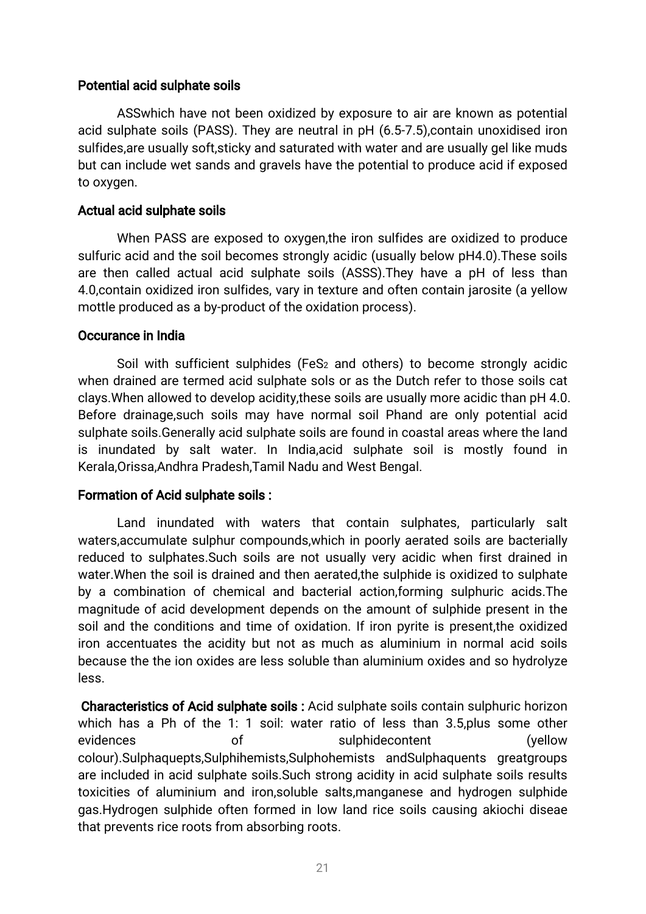### Potential acid sulphate soils

ASSwhich have not been oxidized by exposure to air are known as potential acid sulphate soils (PASS). They are neutral in pH (6.5-7.5),contain unoxidised iron sulfides,are usually soft,sticky and saturated with water and are usually gel like muds but can include wet sands and gravels have the potential to produce acid if exposed to oxygen.

### Actual acid sulphate soils

When PASS are exposed to oxygen,the iron sulfides are oxidized to produce sulfuric acid and the soil becomes strongly acidic (usually below pH4.0).These soils are then called actual acid sulphate soils (ASSS).They have a pH of less than 4.0,contain oxidized iron sulfides, vary in texture and often contain jarosite (a yellow mottle produced as a by-product of the oxidation process).

### Occurance in India

Soil with sufficient sulphides ($FeS_2$ and others) to become strongly acidic when drained are termed acid sulphate sols or as the Dutch refer to those soils cat clays.When allowed to develop acidity,these soils are usually more acidic than pH 4.0. Before drainage,such soils may have normal soil Phand are only potential acid sulphate soils.Generally acid sulphate soils are found in coastal areas where the land is inundated by salt water. In India,acid sulphate soil is mostly found in Kerala,Orissa,Andhra Pradesh,Tamil Nadu and West Bengal.

### Formation of Acid sulphate soils :

Land inundated with waters that contain sulphates, particularly salt waters,accumulate sulphur compounds,which in poorly aerated soils are bacterially reduced to sulphates.Such soils are not usually very acidic when first drained in water.When the soil is drained and then aerated,the sulphide is oxidized to sulphate by a combination of chemical and bacterial action,forming sulphuric acids.The magnitude of acid development depends on the amount of sulphide present in the soil and the conditions and time of oxidation. If iron pyrite is present,the oxidized iron accentuates the acidity but not as much as aluminium in normal acid soils because the the ion oxides are less soluble than aluminium oxides and so hydrolyze less.

**Characteristics of Acid sulphate soils :** Acid sulphate soils contain sulphuric horizon which has a Ph of the 1: 1 soil: water ratio of less than 3.5,plus some other evidences of sulphidecontent (yellow colour).Sulphaquepts,Sulphihemists,Sulphohemists andSulphaquents greatgroups are included in acid sulphate soils.Such strong acidity in acid sulphate soils results toxicities of aluminium and iron,soluble salts,manganese and hydrogen sulphide gas.Hydrogen sulphide often formed in low land rice soils causing akiochi diseae that prevents rice roots from absorbing roots.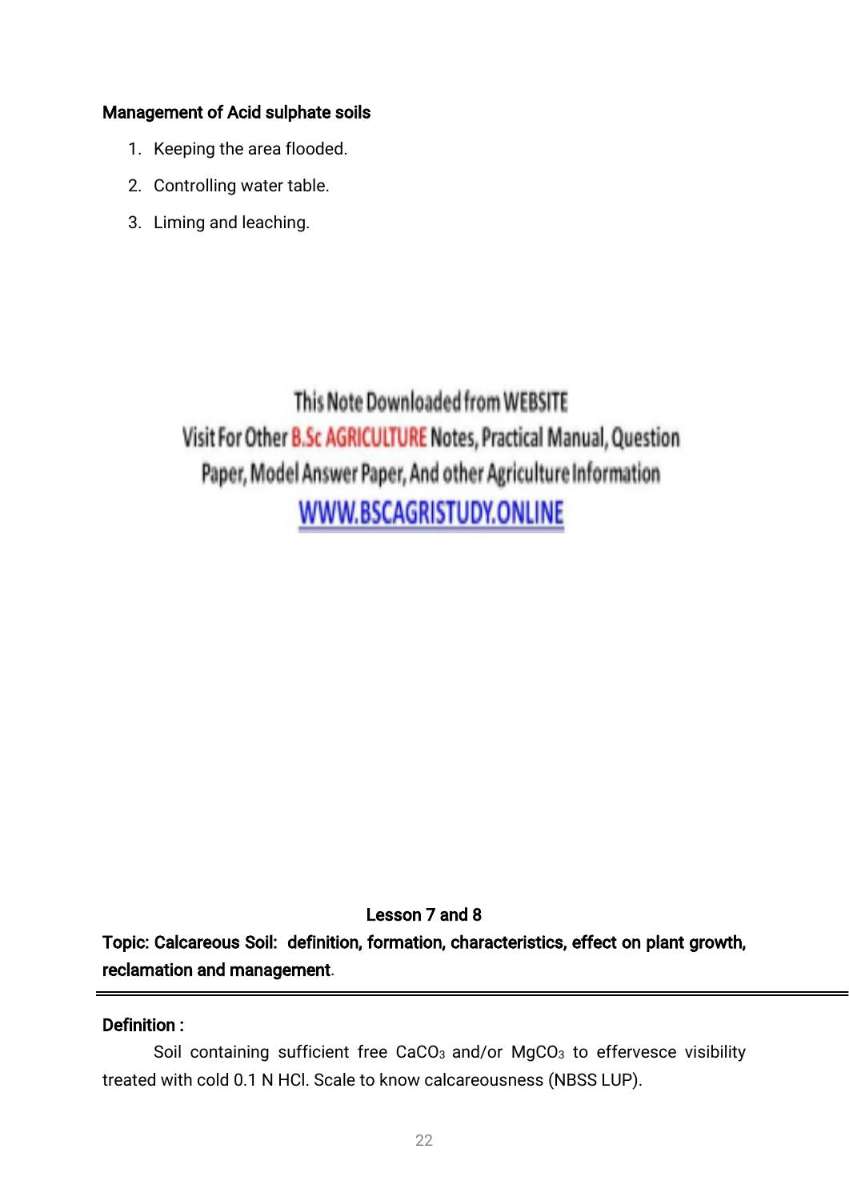**Management of Acid sulphate soils**

1. Keeping the area flooded.
2. Controlling water table.
3. Liming and leaching.

This Note Downloaded from WEBSITE
Visit For Other B.Sc AGRICULTURE Notes, Practical Manual, Question Paper, Model Answer Paper, And other Agriculture Information
WWW.BSCAGRISTUDY.ONLINE

**Lesson 7 and 8**

**Topic: Calcareous Soil: definition, formation, characteristics, effect on plant growth, reclamation and management**.

---

**Definition :**

Soil containing sufficient free $CaCO_3$ and/or $MgCO_3$ to effervesce visibility treated with cold 0.1 N HCl. Scale to know calcareousness (NBSS LUP).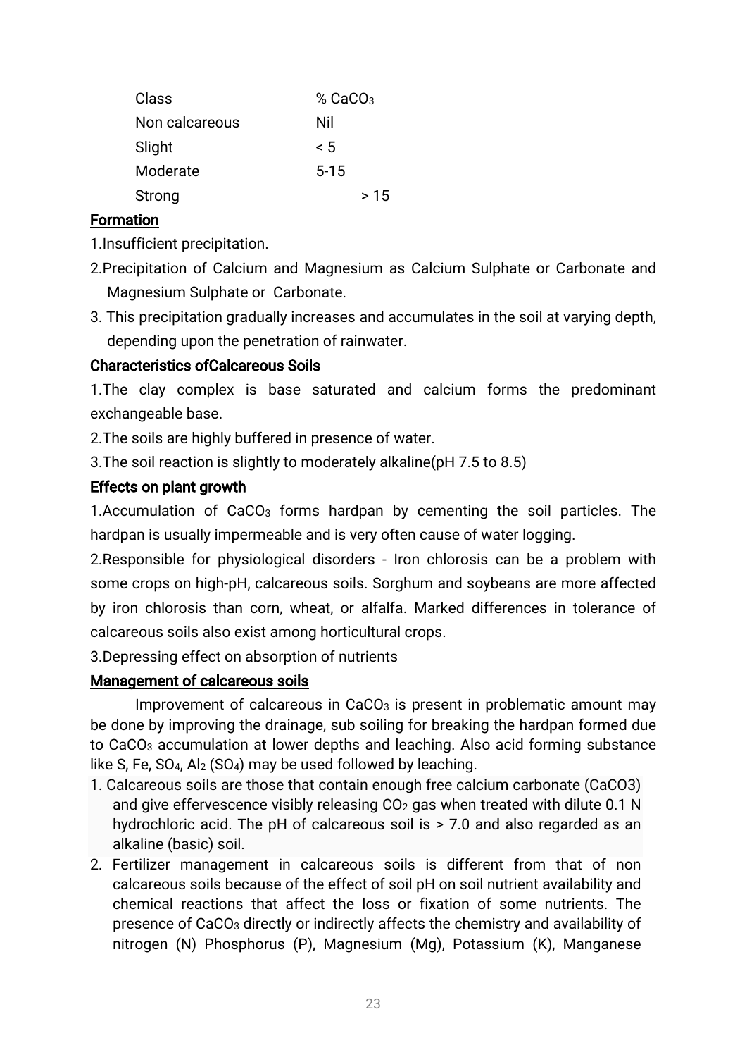| Class | % $CaCO_3$ |
|---|---|
| Non calcareous | Nil |
| Slight | < 5 |
| Moderate | 5-15 |
| Strong | > 15 |

## Formation

1.Insufficient precipitation.

2.Precipitation of Calcium and Magnesium as Calcium Sulphate or Carbonate and Magnesium Sulphate or Carbonate.

3. This precipitation gradually increases and accumulates in the soil at varying depth, depending upon the penetration of rainwater.

## Characteristics ofCalcareous Soils

1.The clay complex is base saturated and calcium forms the predominant exchangeable base.

2.The soils are highly buffered in presence of water.

3.The soil reaction is slightly to moderately alkaline(pH 7.5 to 8.5)

## Effects on plant growth

1.Accumulation of $CaCO_3$ forms hardpan by cementing the soil particles. The hardpan is usually impermeable and is very often cause of water logging.

2.Responsible for physiological disorders - Iron chlorosis can be a problem with some crops on high-pH, calcareous soils. Sorghum and soybeans are more affected by iron chlorosis than corn, wheat, or alfalfa. Marked differences in tolerance of calcareous soils also exist among horticultural crops.

3.Depressing effect on absorption of nutrients

## Management of calcareous soils

Improvement of calcareous in $CaCO_3$ is present in problematic amount may be done by improving the drainage, sub soiling for breaking the hardpan formed due to $CaCO_3$ accumulation at lower depths and leaching. Also acid forming substance like S, Fe, $SO_4$, $Al_2$ ($SO_4$) may be used followed by leaching.

1. Calcareous soils are those that contain enough free calcium carbonate (CaCO3) and give effervescence visibly releasing $CO_2$ gas when treated with dilute 0.1 N hydrochloric acid. The pH of calcareous soil is > 7.0 and also regarded as an alkaline (basic) soil.
2. Fertilizer management in calcareous soils is different from that of non calcareous soils because of the effect of soil pH on soil nutrient availability and chemical reactions that affect the loss or fixation of some nutrients. The presence of $CaCO_3$ directly or indirectly affects the chemistry and availability of nitrogen (N) Phosphorus (P), Magnesium (Mg), Potassium (K), Manganese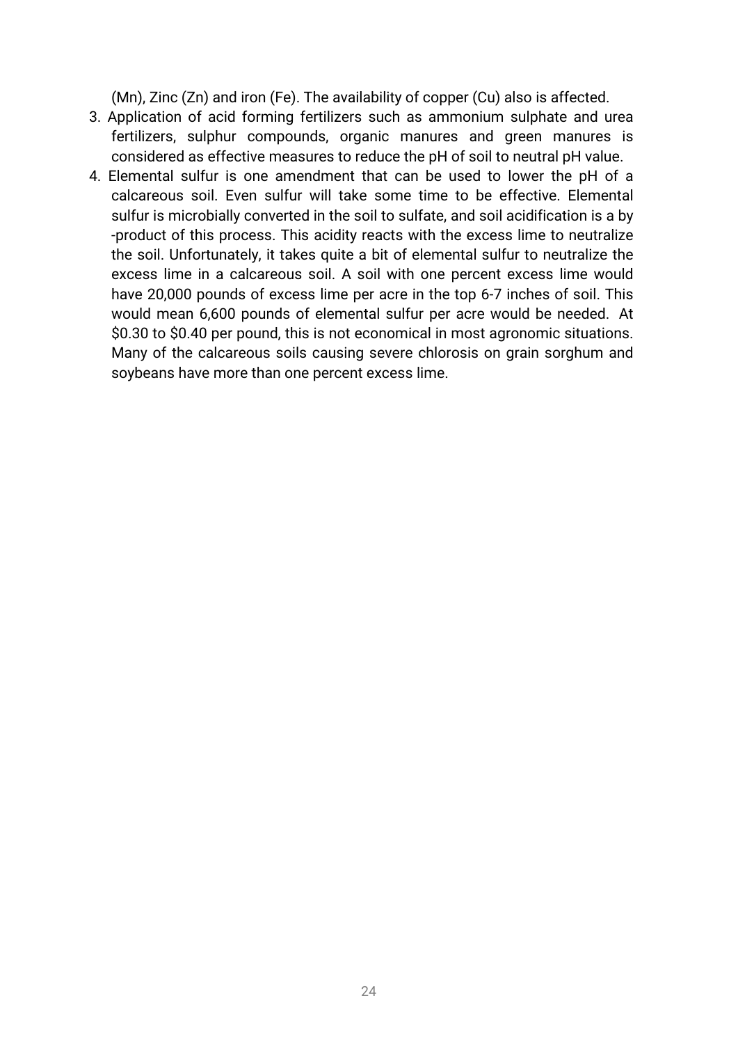(Mn), Zinc (Zn) and iron (Fe). The availability of copper (Cu) also is affected.

3. Application of acid forming fertilizers such as ammonium sulphate and urea fertilizers, sulphur compounds, organic manures and green manures is considered as effective measures to reduce the pH of soil to neutral pH value.
4. Elemental sulfur is one amendment that can be used to lower the pH of a calcareous soil. Even sulfur will take some time to be effective. Elemental sulfur is microbially converted in the soil to sulfate, and soil acidification is a by -product of this process. This acidity reacts with the excess lime to neutralize the soil. Unfortunately, it takes quite a bit of elemental sulfur to neutralize the excess lime in a calcareous soil. A soil with one percent excess lime would have 20,000 pounds of excess lime per acre in the top 6-7 inches of soil. This would mean 6,600 pounds of elemental sulfur per acre would be needed. At $0.30 to $0.40 per pound, this is not economical in most agronomic situations. Many of the calcareous soils causing severe chlorosis on grain sorghum and soybeans have more than one percent excess lime.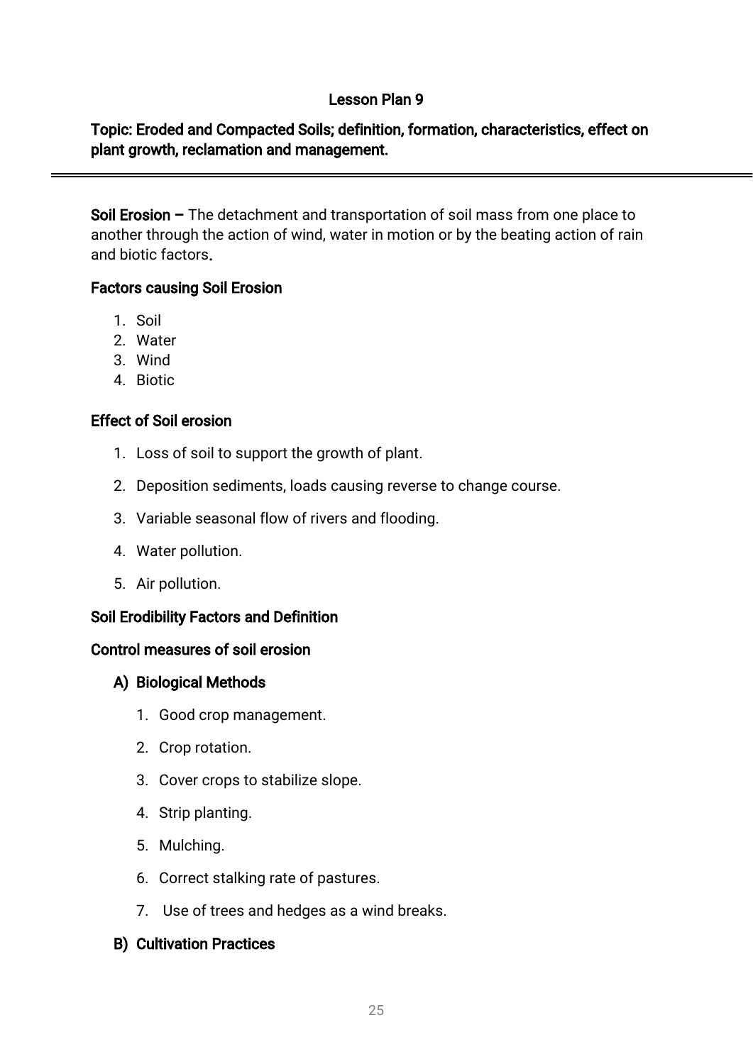### Lesson Plan 9

**Topic: Eroded and Compacted Soils; definition, formation, characteristics, effect on plant growth, reclamation and management.**

---

**Soil Erosion –** The detachment and transportation of soil mass from one place to another through the action of wind, water in motion or by the beating action of rain and biotic factors.

**Factors causing Soil Erosion**

1. Soil
2. Water
3. Wind
4. Biotic

**Effect of Soil erosion**

1. Loss of soil to support the growth of plant.
2. Deposition sediments, loads causing reverse to change course.
3. Variable seasonal flow of rivers and flooding.
4. Water pollution.
5. Air pollution.

**Soil Erodibility Factors and Definition**

**Control measures of soil erosion**

**A) Biological Methods**

1. Good crop management.
2. Crop rotation.
3. Cover crops to stabilize slope.
4. Strip planting.
5. Mulching.
6. Correct stalking rate of pastures.
7. Use of trees and hedges as a wind breaks.

**B) Cultivation Practices**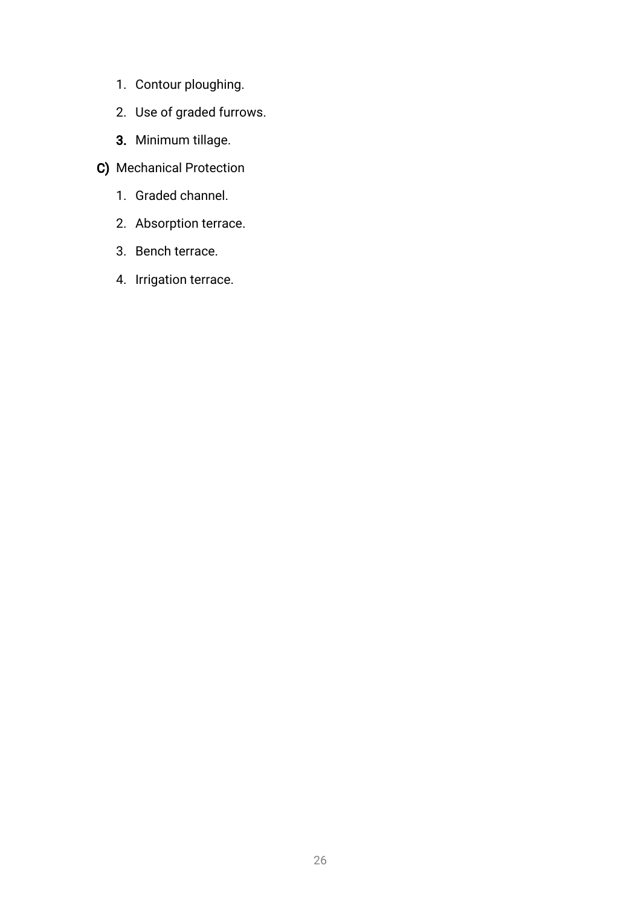1. Contour ploughing.
2. Use of graded furrows.
3. Minimum tillage.

C) Mechanical Protection

1. Graded channel.
2. Absorption terrace.
3. Bench terrace.
4. Irrigation terrace.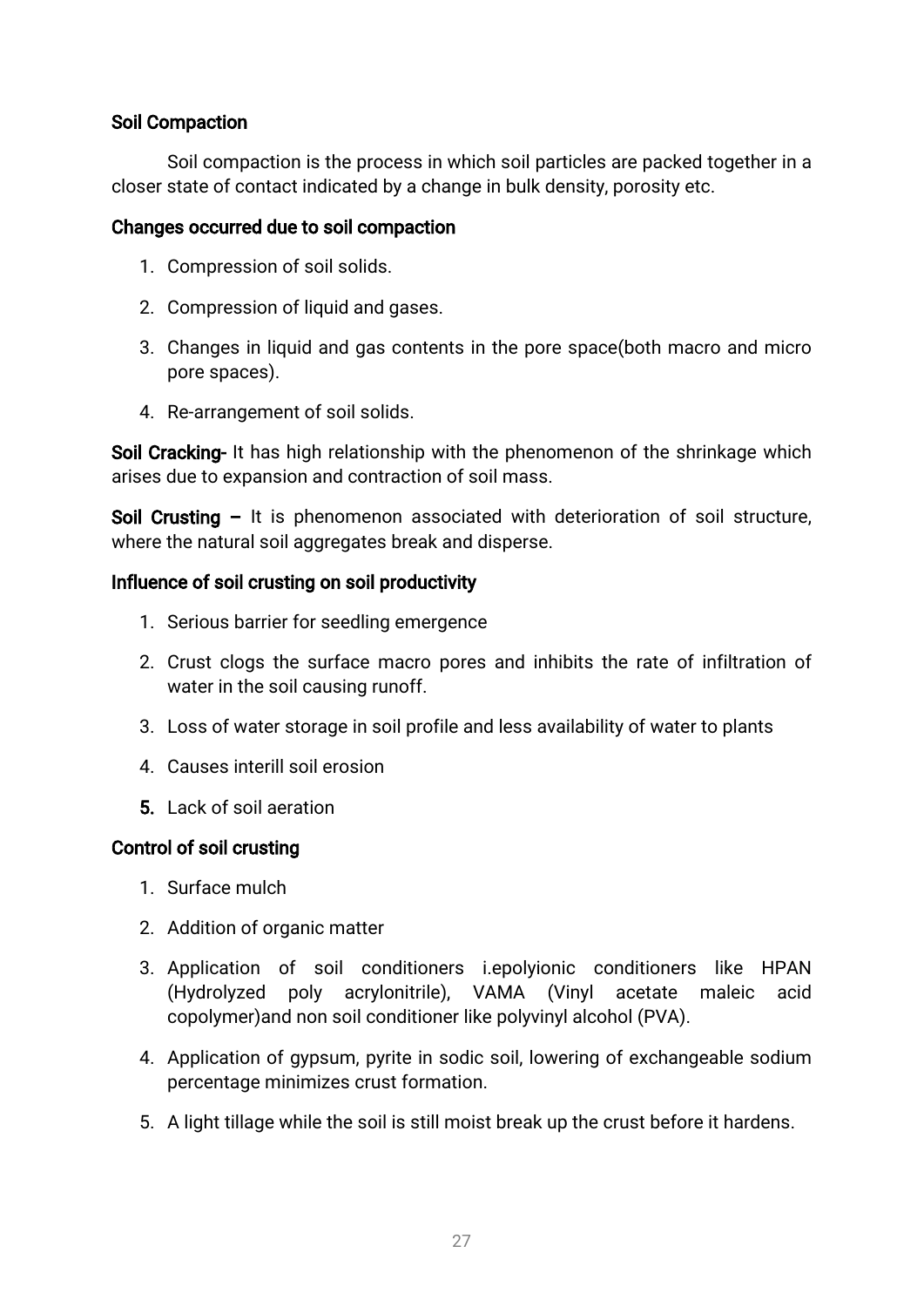### Soil Compaction

Soil compaction is the process in which soil particles are packed together in a closer state of contact indicated by a change in bulk density, porosity etc.

### Changes occurred due to soil compaction

1. Compression of soil solids.
2. Compression of liquid and gases.
3. Changes in liquid and gas contents in the pore space(both macro and micro pore spaces).
4. Re-arrangement of soil solids.

**Soil Cracking-** It has high relationship with the phenomenon of the shrinkage which arises due to expansion and contraction of soil mass.

**Soil Crusting –** It is phenomenon associated with deterioration of soil structure, where the natural soil aggregates break and disperse.

### Influence of soil crusting on soil productivity

1. Serious barrier for seedling emergence
2. Crust clogs the surface macro pores and inhibits the rate of infiltration of water in the soil causing runoff.
3. Loss of water storage in soil profile and less availability of water to plants
4. Causes interill soil erosion
5. Lack of soil aeration

### Control of soil crusting

1. Surface mulch
2. Addition of organic matter
3. Application of soil conditioners i.epolyionic conditioners like HPAN (Hydrolyzed poly acrylonitrile), VAMA (Vinyl acetate maleic acid copolymer)and non soil conditioner like polyvinyl alcohol (PVA).
4. Application of gypsum, pyrite in sodic soil, lowering of exchangeable sodium percentage minimizes crust formation.
5. A light tillage while the soil is still moist break up the crust before it hardens.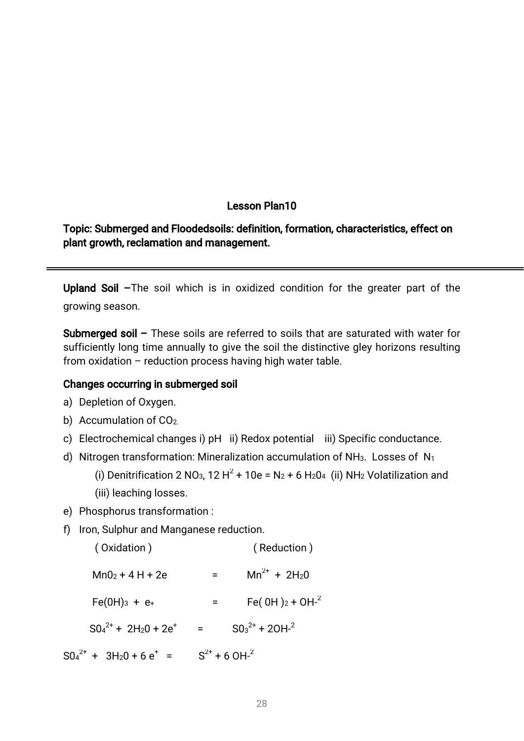**Lesson Plan10**

**Topic: Submerged and Floodedsoils: definition, formation, characteristics, effect on plant growth, reclamation and management.**

---

**Upland Soil** –The soil which is in oxidized condition for the greater part of the growing season.

**Submerged soil –** These soils are referred to soils that are saturated with water for sufficiently long time annually to give the soil the distinctive gley horizons resulting from oxidation – reduction process having high water table.

**Changes occurring in submerged soil**

a) Depletion of Oxygen.
b) Accumulation of $CO_2$.
c) Electrochemical changes i) pH ii) Redox potential iii) Specific conductance.
d) Nitrogen transformation: Mineralization accumulation of $NH_3$. Losses of $N_1$
 (i) Denitrification 2 $NO_3$, 12 $H^2$ + 10e = $N_2$ + 6 $H_20_4$ (ii) $NH_2$ Volatilization and
 (iii) leaching losses.
e) Phosphorus transformation :
f) Iron, Sulphur and Manganese reduction.

( Oxidation ) ( Reduction )

$Mn0_2 + 4\,H + 2e = Mn^{2+} + 2H_20$

$Fe(0H)_3 + e_+ = Fe(0H)_2 + OH^{-2}$

$S0_4^{2+} + 2H_20 + 2e^+ = S0_3^{2+} + 2OH^{-2}$

$S0_4^{2+} + 3H_20 + 6\,e^+ = S^{2+} + 6\,OH^{-2}$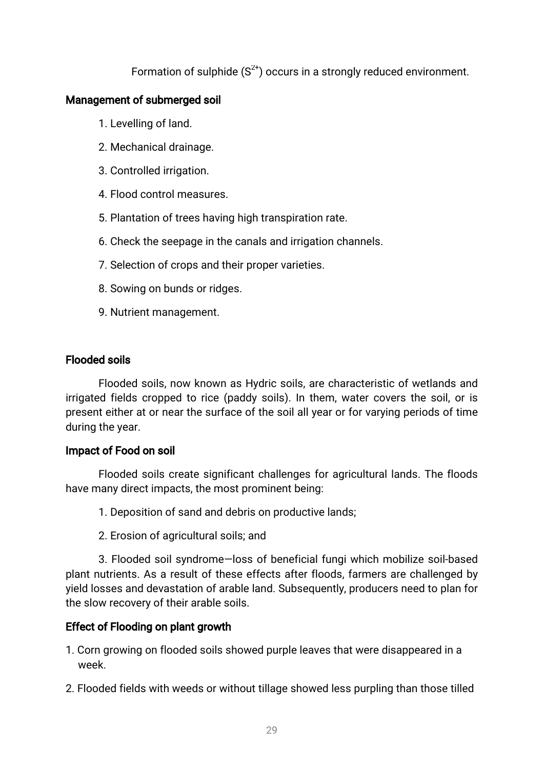Formation of sulphide ($S^{2+}$) occurs in a strongly reduced environment.

### Management of submerged soil

1. Levelling of land.
2. Mechanical drainage.
3. Controlled irrigation.
4. Flood control measures.
5. Plantation of trees having high transpiration rate.
6. Check the seepage in the canals and irrigation channels.
7. Selection of crops and their proper varieties.
8. Sowing on bunds or ridges.
9. Nutrient management.

### Flooded soils

Flooded soils, now known as Hydric soils, are characteristic of wetlands and irrigated fields cropped to rice (paddy soils). In them, water covers the soil, or is present either at or near the surface of the soil all year or for varying periods of time during the year.

### Impact of Food on soil

Flooded soils create significant challenges for agricultural lands. The floods have many direct impacts, the most prominent being:

1. Deposition of sand and debris on productive lands;
2. Erosion of agricultural soils; and
3. Flooded soil syndrome—loss of beneficial fungi which mobilize soil-based plant nutrients. As a result of these effects after floods, farmers are challenged by yield losses and devastation of arable land. Subsequently, producers need to plan for the slow recovery of their arable soils.

### Effect of Flooding on plant growth

1. Corn growing on flooded soils showed purple leaves that were disappeared in a week.
2. Flooded fields with weeds or without tillage showed less purpling than those tilled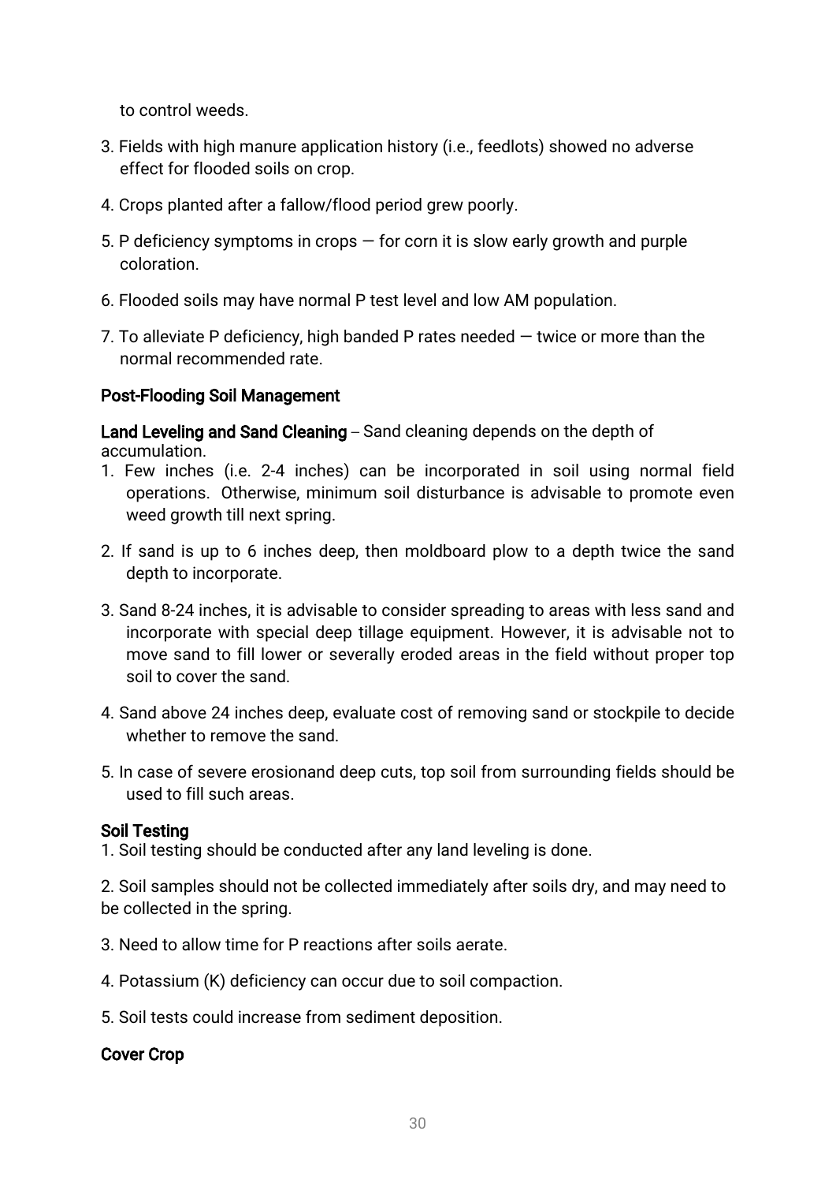to control weeds.

3. Fields with high manure application history (i.e., feedlots) showed no adverse effect for flooded soils on crop.

4. Crops planted after a fallow/flood period grew poorly.

5. P deficiency symptoms in crops — for corn it is slow early growth and purple coloration.

6. Flooded soils may have normal P test level and low AM population.

7. To alleviate P deficiency, high banded P rates needed — twice or more than the normal recommended rate.

## Post-Flooding Soil Management

**Land Leveling and Sand Cleaning** – Sand cleaning depends on the depth of accumulation.

1. Few inches (i.e. 2-4 inches) can be incorporated in soil using normal field operations. Otherwise, minimum soil disturbance is advisable to promote even weed growth till next spring.

2. If sand is up to 6 inches deep, then moldboard plow to a depth twice the sand depth to incorporate.

3. Sand 8-24 inches, it is advisable to consider spreading to areas with less sand and incorporate with special deep tillage equipment. However, it is advisable not to move sand to fill lower or severally eroded areas in the field without proper top soil to cover the sand.

4. Sand above 24 inches deep, evaluate cost of removing sand or stockpile to decide whether to remove the sand.

5. In case of severe erosionand deep cuts, top soil from surrounding fields should be used to fill such areas.

## Soil Testing

1. Soil testing should be conducted after any land leveling is done.

2. Soil samples should not be collected immediately after soils dry, and may need to be collected in the spring.

3. Need to allow time for P reactions after soils aerate.

4. Potassium (K) deficiency can occur due to soil compaction.

5. Soil tests could increase from sediment deposition.

## Cover Crop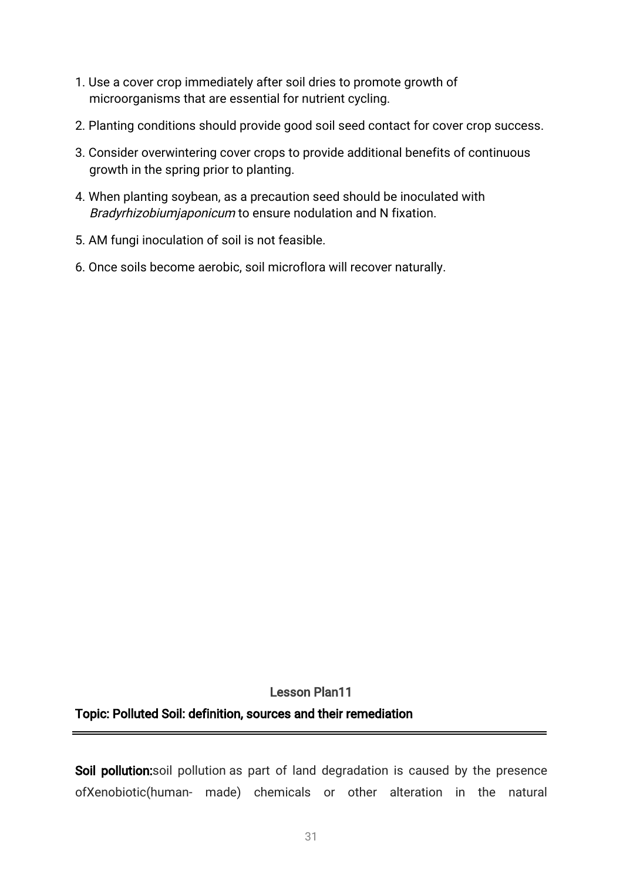1. Use a cover crop immediately after soil dries to promote growth of microorganisms that are essential for nutrient cycling.
2. Planting conditions should provide good soil seed contact for cover crop success.
3. Consider overwintering cover crops to provide additional benefits of continuous growth in the spring prior to planting.
4. When planting soybean, as a precaution seed should be inoculated with *Bradyrhizobiumjaponicum* to ensure nodulation and N fixation.
5. AM fungi inoculation of soil is not feasible.
6. Once soils become aerobic, soil microflora will recover naturally.

## Lesson Plan11

### Topic: Polluted Soil: definition, sources and their remediation

---

**Soil pollution:**soil pollution as part of land degradation is caused by the presence ofXenobiotic(human- made) chemicals or other alteration in the natural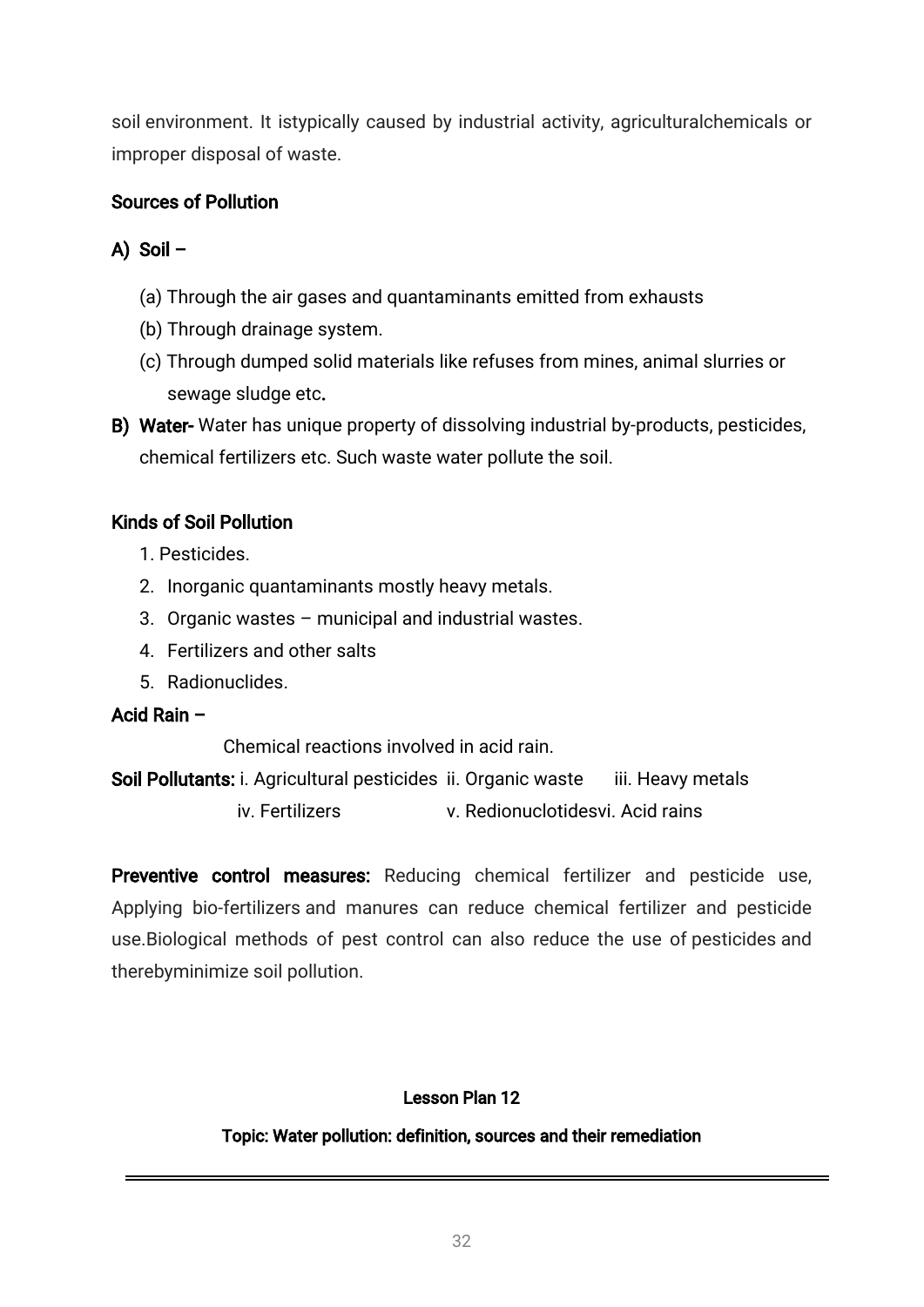soil environment. It istypically caused by industrial activity, agriculturalchemicals or improper disposal of waste.

**Sources of Pollution**

**A) Soil –**

(a) Through the air gases and quantaminants emitted from exhausts
(b) Through drainage system.
(c) Through dumped solid materials like refuses from mines, animal slurries or sewage sludge etc.

**B) Water-** Water has unique property of dissolving industrial by-products, pesticides, chemical fertilizers etc. Such waste water pollute the soil.

**Kinds of Soil Pollution**

1. Pesticides.
2. Inorganic quantaminants mostly heavy metals.
3. Organic wastes – municipal and industrial wastes.
4. Fertilizers and other salts
5. Radionuclides.

**Acid Rain –**

Chemical reactions involved in acid rain.

**Soil Pollutants:** i. Agricultural pesticides ii. Organic waste iii. Heavy metals iv. Fertilizers v. Redionuclotidesvi. Acid rains

**Preventive control measures:** Reducing chemical fertilizer and pesticide use, Applying bio-fertilizers and manures can reduce chemical fertilizer and pesticide use.Biological methods of pest control can also reduce the use of pesticides and therebyminimize soil pollution.

## Lesson Plan 12

### Topic: Water pollution: definition, sources and their remediation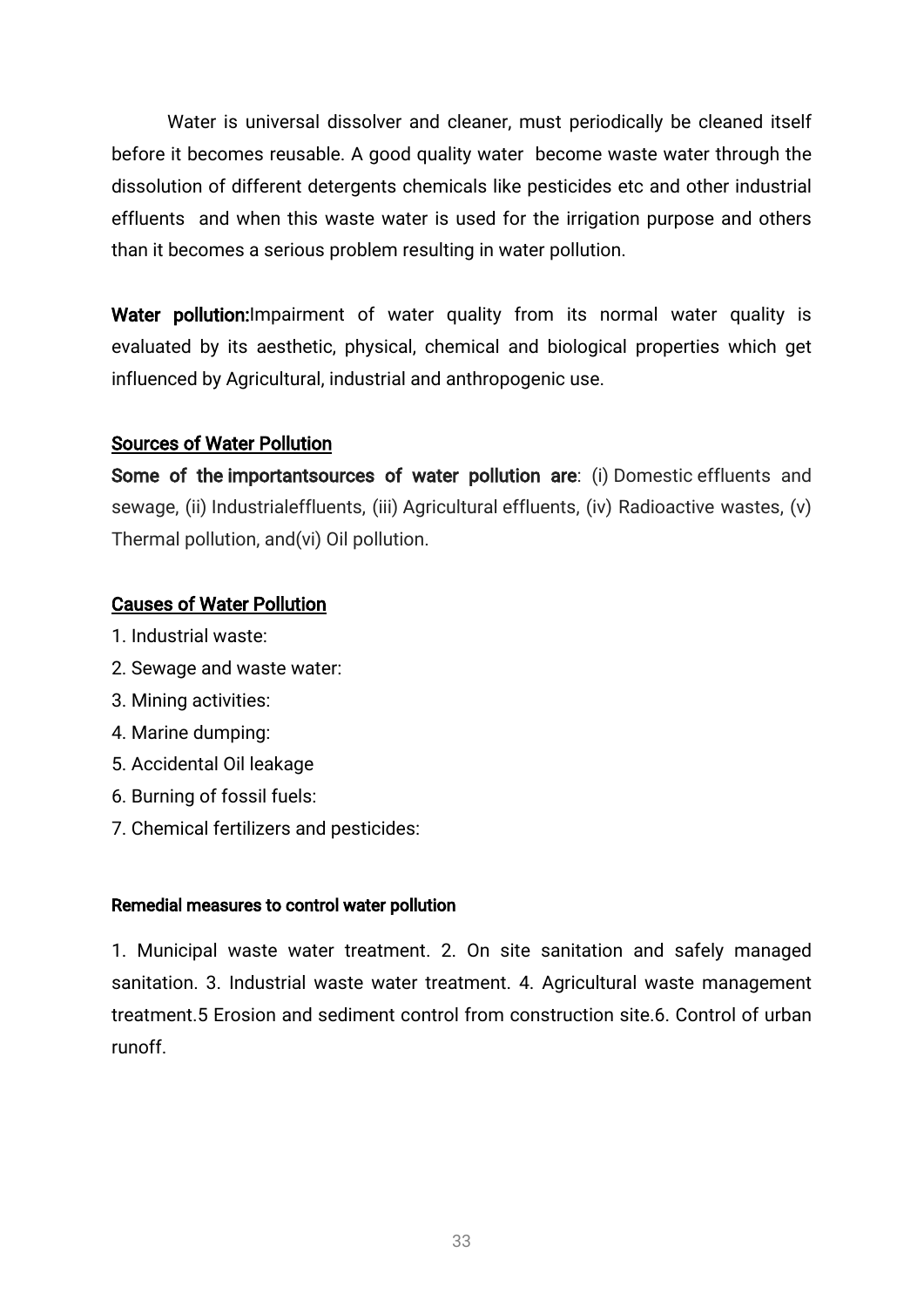Water is universal dissolver and cleaner, must periodically be cleaned itself before it becomes reusable. A good quality water become waste water through the dissolution of different detergents chemicals like pesticides etc and other industrial effluents and when this waste water is used for the irrigation purpose and others than it becomes a serious problem resulting in water pollution.

**Water pollution:**Impairment of water quality from its normal water quality is evaluated by its aesthetic, physical, chemical and biological properties which get influenced by Agricultural, industrial and anthropogenic use.

## Sources of Water Pollution

**Some of the importantsources of water pollution are**: (i) Domestic effluents and sewage, (ii) Industrialeffluents, (iii) Agricultural effluents, (iv) Radioactive wastes, (v) Thermal pollution, and(vi) Oil pollution.

## Causes of Water Pollution

1. Industrial waste:
2. Sewage and waste water:
3. Mining activities:
4. Marine dumping:
5. Accidental Oil leakage
6. Burning of fossil fuels:
7. Chemical fertilizers and pesticides:

### Remedial measures to control water pollution

1. Municipal waste water treatment. 2. On site sanitation and safely managed sanitation. 3. Industrial waste water treatment. 4. Agricultural waste management treatment.5 Erosion and sediment control from construction site.6. Control of urban runoff.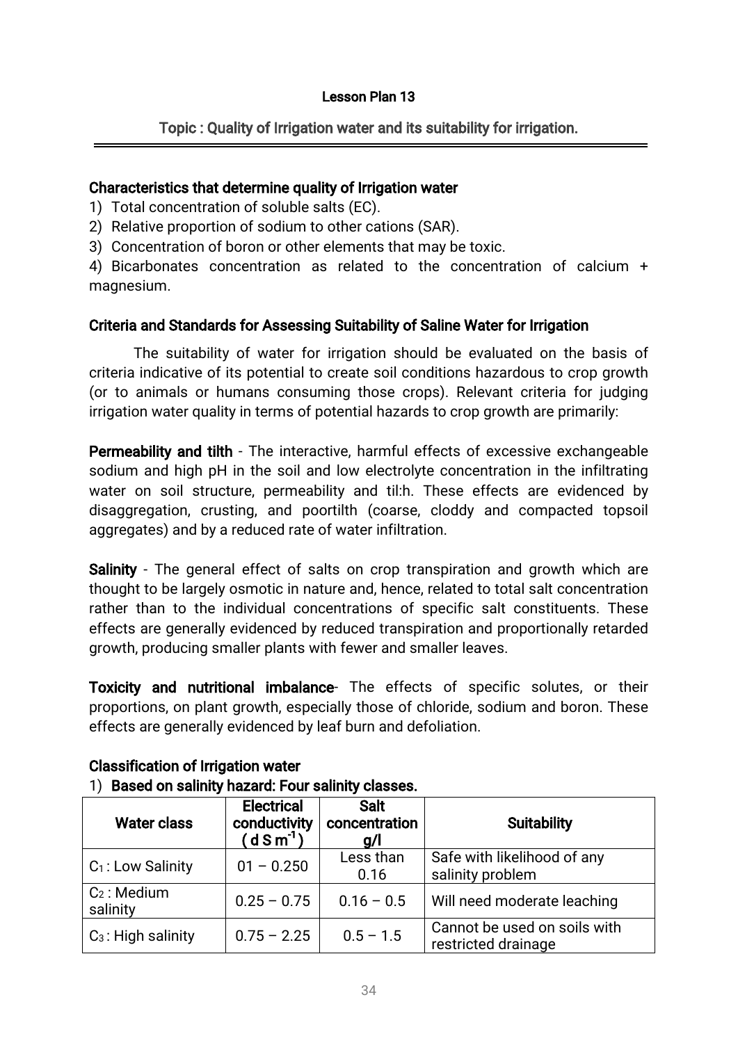**Lesson Plan 13**

**Topic : Quality of Irrigation water and its suitability for irrigation.**

**Characteristics that determine quality of Irrigation water**

1) Total concentration of soluble salts (EC).
2) Relative proportion of sodium to other cations (SAR).
3) Concentration of boron or other elements that may be toxic.
4) Bicarbonates concentration as related to the concentration of calcium + magnesium.

**Criteria and Standards for Assessing Suitability of Saline Water for Irrigation**

The suitability of water for irrigation should be evaluated on the basis of criteria indicative of its potential to create soil conditions hazardous to crop growth (or to animals or humans consuming those crops). Relevant criteria for judging irrigation water quality in terms of potential hazards to crop growth are primarily:

**Permeability and tilth** - The interactive, harmful effects of excessive exchangeable sodium and high pH in the soil and low electrolyte concentration in the infiltrating water on soil structure, permeability and til:h. These effects are evidenced by disaggregation, crusting, and poortilth (coarse, cloddy and compacted topsoil aggregates) and by a reduced rate of water infiltration.

**Salinity** - The general effect of salts on crop transpiration and growth which are thought to be largely osmotic in nature and, hence, related to total salt concentration rather than to the individual concentrations of specific salt constituents. These effects are generally evidenced by reduced transpiration and proportionally retarded growth, producing smaller plants with fewer and smaller leaves.

**Toxicity and nutritional imbalance**- The effects of specific solutes, or their proportions, on plant growth, especially those of chloride, sodium and boron. These effects are generally evidenced by leaf burn and defoliation.

**Classification of Irrigation water**

1) **Based on salinity hazard: Four salinity classes.**

| Water class | Electrical conductivity ( $d S m^{-1}$ ) | Salt concentration g/l | Suitability |
|---|---|---|---|
| $C_1$ : Low Salinity | 01 – 0.250 | Less than 0.16 | Safe with likelihood of any salinity problem |
| $C_2$ : Medium salinity | 0.25 – 0.75 | 0.16 – 0.5 | Will need moderate leaching |
| $C_3$ : High salinity | 0.75 – 2.25 | 0.5 – 1.5 | Cannot be used on soils with restricted drainage |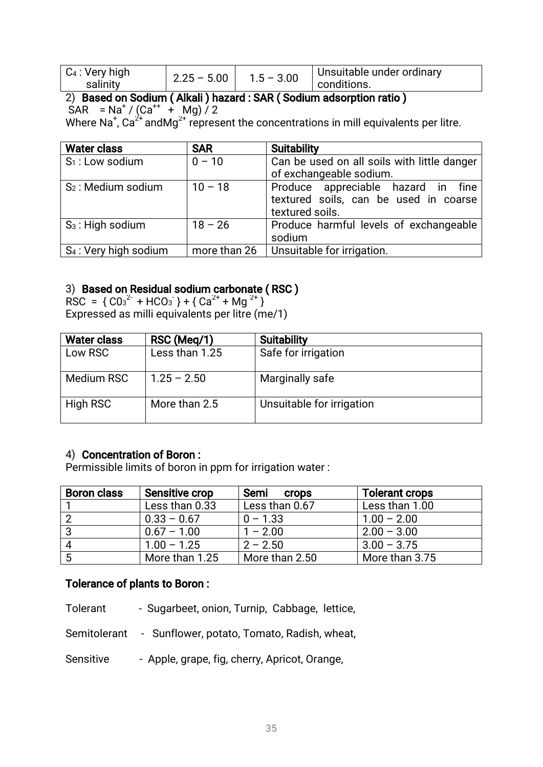| $C_4$ : Very high salinity | 2.25 – 5.00 | 1.5 – 3.00 | Unsuitable under ordinary conditions. |
|---|---|---|---|

2) **Based on Sodium ( Alkali ) hazard : SAR ( Sodium adsorption ratio )**

SAR $= Na^+ / (Ca^{++} + Mg) / 2$

Where $Na^+$, $Ca^{2+}$ and$Mg^{2+}$ represent the concentrations in mill equivalents per litre.

| **Water class** | **SAR** | **Suitability** |
|---|---|---|
| $S_1$ : Low sodium | 0 – 10 | Can be used on all soils with little danger of exchangeable sodium. |
| $S_2$ : Medium sodium | 10 – 18 | Produce appreciable hazard in fine textured soils, can be used in coarse textured soils. |
| $S_3$ : High sodium | 18 – 26 | Produce harmful levels of exchangeable sodium |
| $S_4$ : Very high sodium | more than 26 | Unsuitable for irrigation. |

3) **Based on Residual sodium carbonate ( RSC )**

RSC $= \{ CO_3^{2-} + HCO_3^- \} + \{ Ca^{2+} + Mg^{2+} \}$

Expressed as milli equivalents per litre (me/1)

| **Water class** | **RSC (Meq/1)** | **Suitability** |
|---|---|---|
| Low RSC | Less than 1.25 | Safe for irrigation |
| Medium RSC | 1.25 – 2.50 | Marginally safe |
| High RSC | More than 2.5 | Unsuitable for irrigation |

4) **Concentration of Boron :**

Permissible limits of boron in ppm for irrigation water :

| **Boron class** | **Sensitive crop** | **Semi crops** | **Tolerant crops** |
|---|---|---|---|
| 1 | Less than 0.33 | Less than 0.67 | Less than 1.00 |
| 2 | 0.33 – 0.67 | 0 – 1.33 | 1.00 – 2.00 |
| 3 | 0.67 – 1.00 | 1 – 2.00 | 2.00 – 3.00 |
| 4 | 1.00 – 1.25 | 2 – 2.50 | 3.00 – 3.75 |
| 5 | More than 1.25 | More than 2.50 | More than 3.75 |

**Tolerance of plants to Boron :**

Tolerant - Sugarbeet, onion, Turnip, Cabbage, lettice,

Semitolerant - Sunflower, potato, Tomato, Radish, wheat,

Sensitive - Apple, grape, fig, cherry, Apricot, Orange,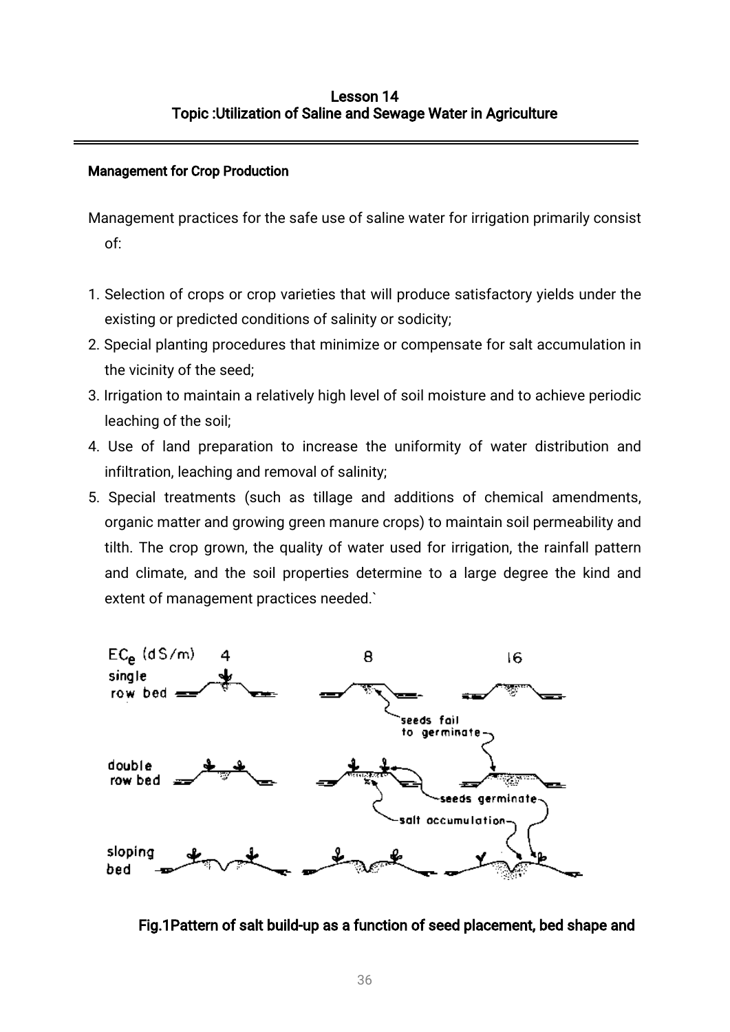# Lesson 14
## Topic :Utilization of Saline and Sewage Water in Agriculture

### Management for Crop Production

Management practices for the safe use of saline water for irrigation primarily consist of:

1. Selection of crops or crop varieties that will produce satisfactory yields under the existing or predicted conditions of salinity or sodicity;
2. Special planting procedures that minimize or compensate for salt accumulation in the vicinity of the seed;
3. Irrigation to maintain a relatively high level of soil moisture and to achieve periodic leaching of the soil;
4. Use of land preparation to increase the uniformity of water distribution and infiltration, leaching and removal of salinity;
5. Special treatments (such as tillage and additions of chemical amendments, organic matter and growing green manure crops) to maintain soil permeability and tilth. The crop grown, the quality of water used for irrigation, the rainfall pattern and climate, and the soil properties determine to a large degree the kind and extent of management practices needed.`

**Fig.1Pattern of salt build-up as a function of seed placement, bed shape and**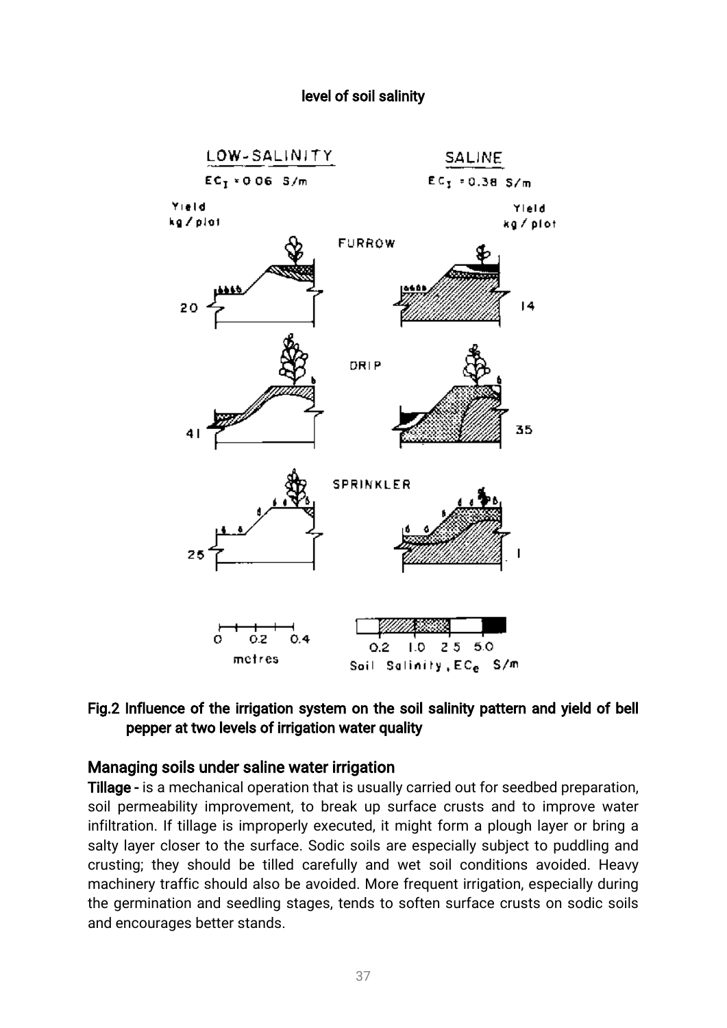level of soil salinity

Fig.2 Influence of the irrigation system on the soil salinity pattern and yield of bell pepper at two levels of irrigation water quality

## Managing soils under saline water irrigation

**Tillage** - is a mechanical operation that is usually carried out for seedbed preparation, soil permeability improvement, to break up surface crusts and to improve water infiltration. If tillage is improperly executed, it might form a plough layer or bring a salty layer closer to the surface. Sodic soils are especially subject to puddling and crusting; they should be tilled carefully and wet soil conditions avoided. Heavy machinery traffic should also be avoided. More frequent irrigation, especially during the germination and seedling stages, tends to soften surface crusts on sodic soils and encourages better stands.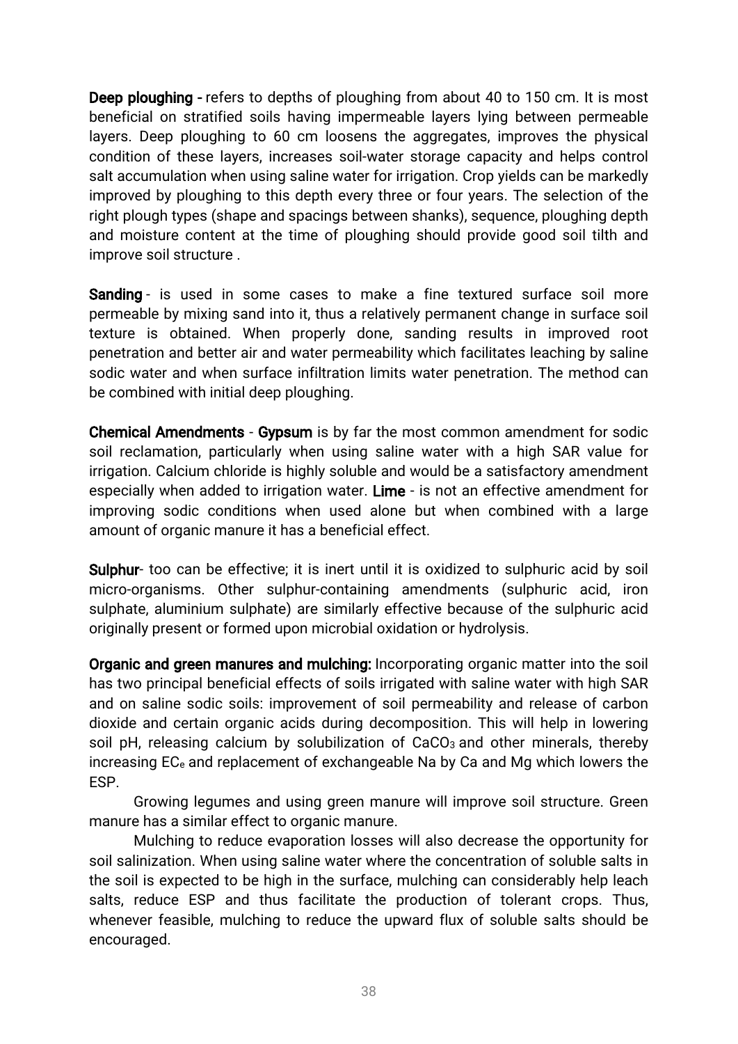**Deep ploughing -** refers to depths of ploughing from about 40 to 150 cm. It is most beneficial on stratified soils having impermeable layers lying between permeable layers. Deep ploughing to 60 cm loosens the aggregates, improves the physical condition of these layers, increases soil-water storage capacity and helps control salt accumulation when using saline water for irrigation. Crop yields can be markedly improved by ploughing to this depth every three or four years. The selection of the right plough types (shape and spacings between shanks), sequence, ploughing depth and moisture content at the time of ploughing should provide good soil tilth and improve soil structure .

**Sanding** - is used in some cases to make a fine textured surface soil more permeable by mixing sand into it, thus a relatively permanent change in surface soil texture is obtained. When properly done, sanding results in improved root penetration and better air and water permeability which facilitates leaching by saline sodic water and when surface infiltration limits water penetration. The method can be combined with initial deep ploughing.

**Chemical Amendments** - **Gypsum** is by far the most common amendment for sodic soil reclamation, particularly when using saline water with a high SAR value for irrigation. Calcium chloride is highly soluble and would be a satisfactory amendment especially when added to irrigation water. **Lime** - is not an effective amendment for improving sodic conditions when used alone but when combined with a large amount of organic manure it has a beneficial effect.

**Sulphur**- too can be effective; it is inert until it is oxidized to sulphuric acid by soil micro-organisms. Other sulphur-containing amendments (sulphuric acid, iron sulphate, aluminium sulphate) are similarly effective because of the sulphuric acid originally present or formed upon microbial oxidation or hydrolysis.

**Organic and green manures and mulching:** Incorporating organic matter into the soil has two principal beneficial effects of soils irrigated with saline water with high SAR and on saline sodic soils: improvement of soil permeability and release of carbon dioxide and certain organic acids during decomposition. This will help in lowering soil pH, releasing calcium by solubilization of $CaCO_3$ and other minerals, thereby increasing $EC_e$ and replacement of exchangeable Na by Ca and Mg which lowers the ESP.

Growing legumes and using green manure will improve soil structure. Green manure has a similar effect to organic manure.

Mulching to reduce evaporation losses will also decrease the opportunity for soil salinization. When using saline water where the concentration of soluble salts in the soil is expected to be high in the surface, mulching can considerably help leach salts, reduce ESP and thus facilitate the production of tolerant crops. Thus, whenever feasible, mulching to reduce the upward flux of soluble salts should be encouraged.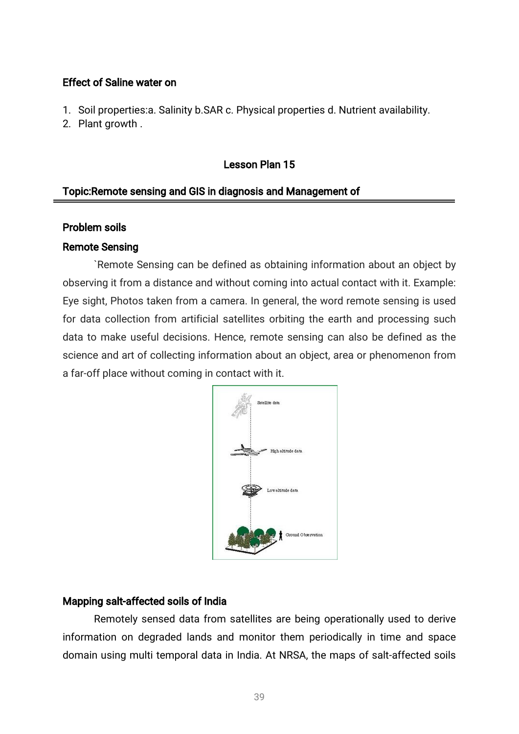**Effect of Saline water on**

1. Soil properties:a. Salinity b.SAR c. Physical properties d. Nutrient availability.
2. Plant growth .

## Lesson Plan 15

**Topic:Remote sensing and GIS in diagnosis and Management of**

**Problem soils**

**Remote Sensing**

`Remote Sensing can be defined as obtaining information about an object by observing it from a distance and without coming into actual contact with it. Example: Eye sight, Photos taken from a camera. In general, the word remote sensing is used for data collection from artificial satellites orbiting the earth and processing such data to make useful decisions. Hence, remote sensing can also be defined as the science and art of collecting information about an object, area or phenomenon from a far-off place without coming in contact with it.

Satellite data

High altitude data

Low altitude data

Ground Observation

**Mapping salt-affected soils of India**

Remotely sensed data from satellites are being operationally used to derive information on degraded lands and monitor them periodically in time and space domain using multi temporal data in India. At NRSA, the maps of salt-affected soils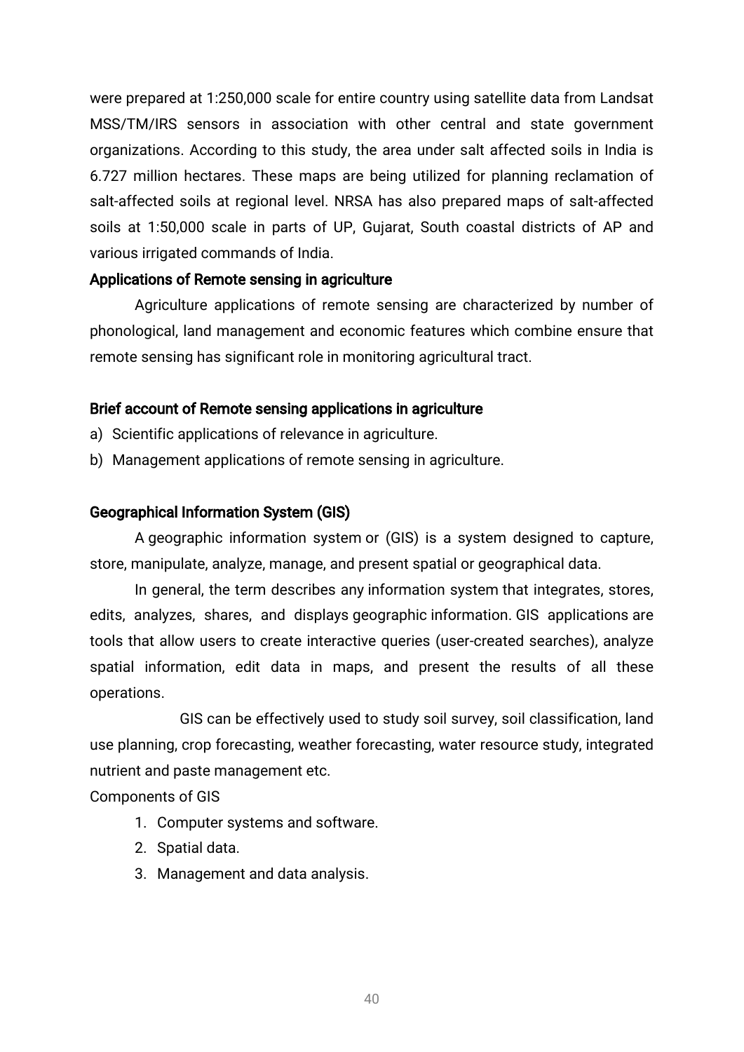were prepared at 1:250,000 scale for entire country using satellite data from Landsat MSS/TM/IRS sensors in association with other central and state government organizations. According to this study, the area under salt affected soils in India is 6.727 million hectares. These maps are being utilized for planning reclamation of salt-affected soils at regional level. NRSA has also prepared maps of salt-affected soils at 1:50,000 scale in parts of UP, Gujarat, South coastal districts of AP and various irrigated commands of India.

### Applications of Remote sensing in agriculture

Agriculture applications of remote sensing are characterized by number of phonological, land management and economic features which combine ensure that remote sensing has significant role in monitoring agricultural tract.

### Brief account of Remote sensing applications in agriculture

a) Scientific applications of relevance in agriculture.
b) Management applications of remote sensing in agriculture.

### Geographical Information System (GIS)

A geographic information system or (GIS) is a system designed to capture, store, manipulate, analyze, manage, and present spatial or geographical data.

In general, the term describes any information system that integrates, stores, edits, analyzes, shares, and displays geographic information. GIS applications are tools that allow users to create interactive queries (user-created searches), analyze spatial information, edit data in maps, and present the results of all these operations.

GIS can be effectively used to study soil survey, soil classification, land use planning, crop forecasting, weather forecasting, water resource study, integrated nutrient and paste management etc.

Components of GIS

1. Computer systems and software.
2. Spatial data.
3. Management and data analysis.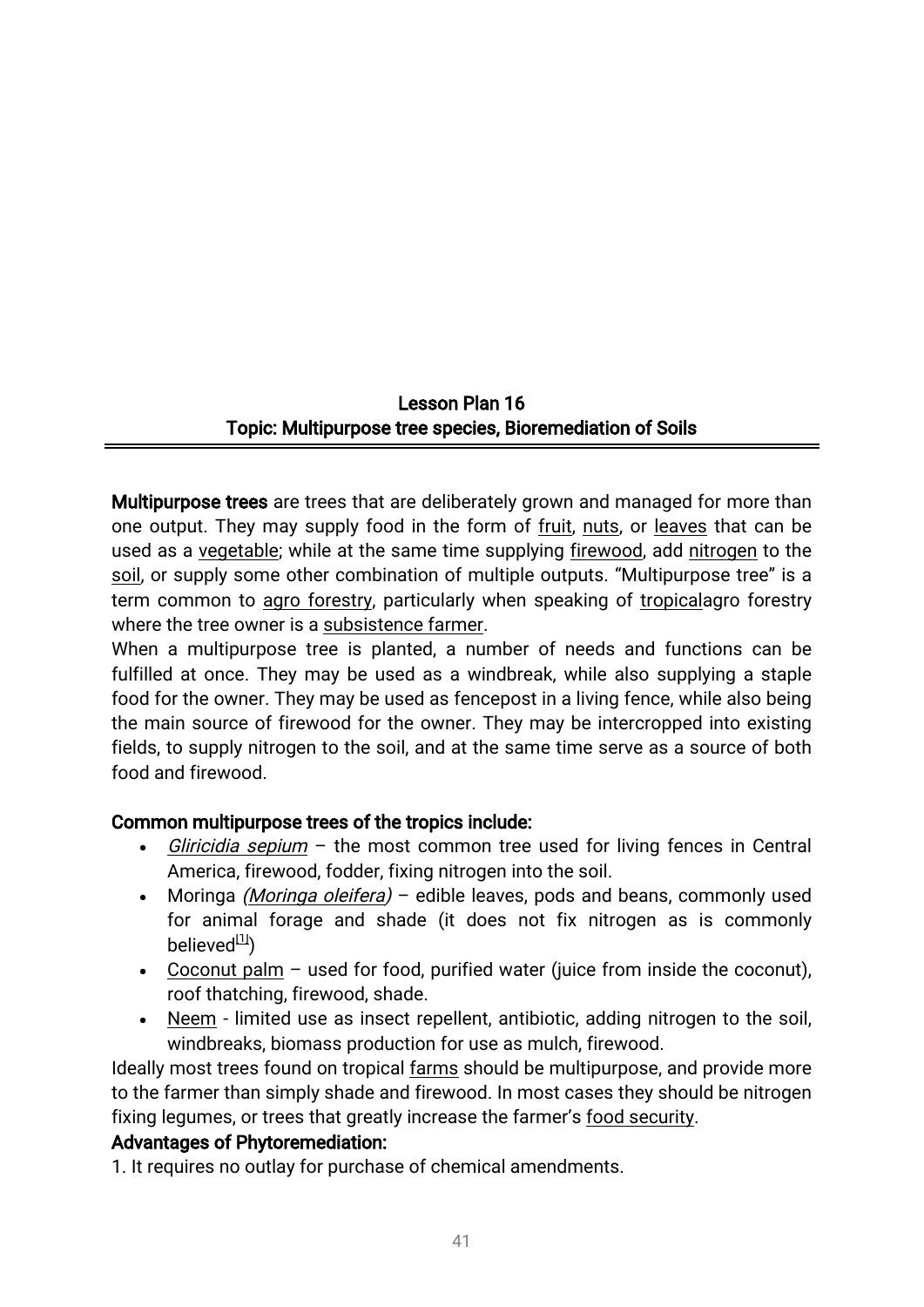## Lesson Plan 16
## Topic: Multipurpose tree species, Bioremediation of Soils

**Multipurpose trees** are trees that are deliberately grown and managed for more than one output. They may supply food in the form of fruit, nuts, or leaves that can be used as a vegetable; while at the same time supplying firewood, add nitrogen to the soil, or supply some other combination of multiple outputs. "Multipurpose tree" is a term common to agro forestry, particularly when speaking of tropicalagro forestry where the tree owner is a subsistence farmer.

When a multipurpose tree is planted, a number of needs and functions can be fulfilled at once. They may be used as a windbreak, while also supplying a staple food for the owner. They may be used as fencepost in a living fence, while also being the main source of firewood for the owner. They may be intercropped into existing fields, to supply nitrogen to the soil, and at the same time serve as a source of both food and firewood.

**Common multipurpose trees of the tropics include:**

- *Gliricidia sepium* – the most common tree used for living fences in Central America, firewood, fodder, fixing nitrogen into the soil.
- Moringa *(Moringa oleifera)* – edible leaves, pods and beans, commonly used for animal forage and shade (it does not fix nitrogen as is commonly believed[1])
- Coconut palm – used for food, purified water (juice from inside the coconut), roof thatching, firewood, shade.
- Neem - limited use as insect repellent, antibiotic, adding nitrogen to the soil, windbreaks, biomass production for use as mulch, firewood.

Ideally most trees found on tropical farms should be multipurpose, and provide more to the farmer than simply shade and firewood. In most cases they should be nitrogen fixing legumes, or trees that greatly increase the farmer's food security.

**Advantages of Phytoremediation:**

1. It requires no outlay for purchase of chemical amendments.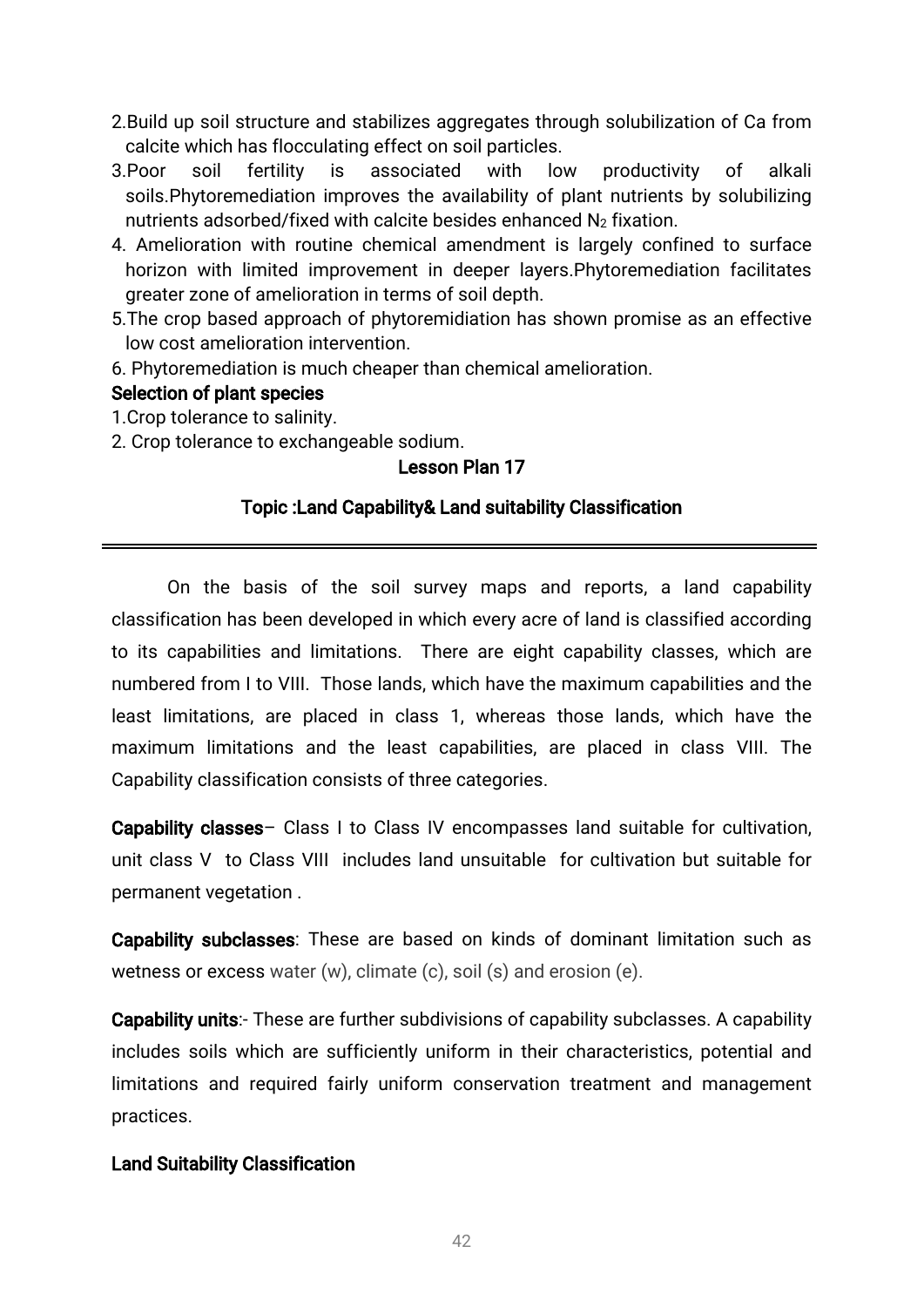2.Build up soil structure and stabilizes aggregates through solubilization of Ca from calcite which has flocculating effect on soil particles.

3.Poor soil fertility is associated with low productivity of alkali soils.Phytoremediation improves the availability of plant nutrients by solubilizing nutrients adsorbed/fixed with calcite besides enhanced $N_2$ fixation.

4. Amelioration with routine chemical amendment is largely confined to surface horizon with limited improvement in deeper layers.Phytoremediation facilitates greater zone of amelioration in terms of soil depth.

5.The crop based approach of phytoremidiation has shown promise as an effective low cost amelioration intervention.

6. Phytoremediation is much cheaper than chemical amelioration.

**Selection of plant species**

1.Crop tolerance to salinity.

2. Crop tolerance to exchangeable sodium.

## Lesson Plan 17

## Topic :Land Capability& Land suitability Classification

---

On the basis of the soil survey maps and reports, a land capability classification has been developed in which every acre of land is classified according to its capabilities and limitations. There are eight capability classes, which are numbered from I to VIII. Those lands, which have the maximum capabilities and the least limitations, are placed in class 1, whereas those lands, which have the maximum limitations and the least capabilities, are placed in class VIII. The Capability classification consists of three categories.

**Capability classes**– Class I to Class IV encompasses land suitable for cultivation, unit class V to Class VIII includes land unsuitable for cultivation but suitable for permanent vegetation .

**Capability subclasses**: These are based on kinds of dominant limitation such as wetness or excess water (w), climate (c), soil (s) and erosion (e).

**Capability units**:- These are further subdivisions of capability subclasses. A capability includes soils which are sufficiently uniform in their characteristics, potential and limitations and required fairly uniform conservation treatment and management practices.

**Land Suitability Classification**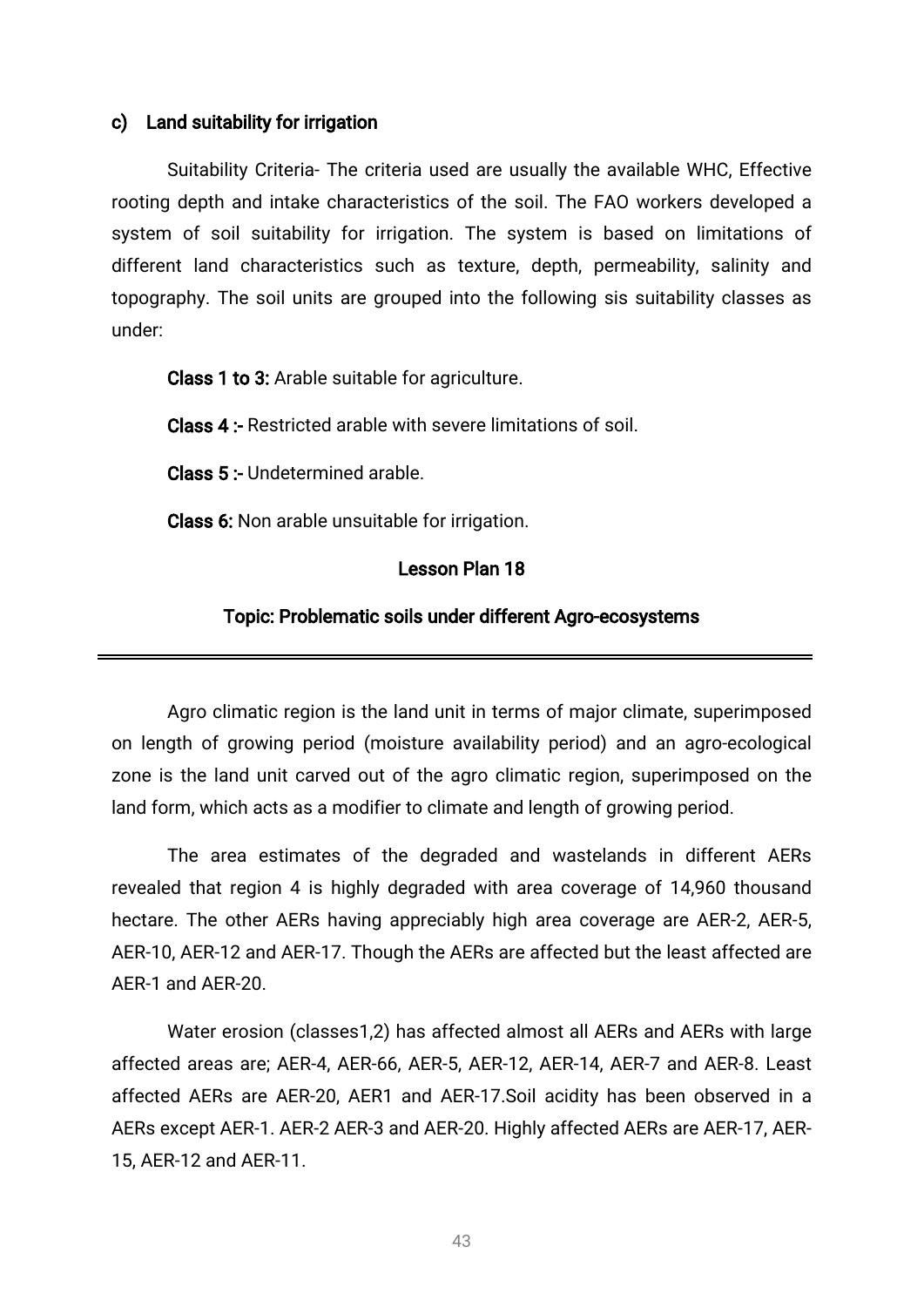### c) Land suitability for irrigation

Suitability Criteria- The criteria used are usually the available WHC, Effective rooting depth and intake characteristics of the soil. The FAO workers developed a system of soil suitability for irrigation. The system is based on limitations of different land characteristics such as texture, depth, permeability, salinity and topography. The soil units are grouped into the following sis suitability classes as under:

**Class 1 to 3:** Arable suitable for agriculture.

**Class 4 :-** Restricted arable with severe limitations of soil.

**Class 5 :-** Undetermined arable.

**Class 6:** Non arable unsuitable for irrigation.

## Lesson Plan 18

## Topic: Problematic soils under different Agro-ecosystems

---

Agro climatic region is the land unit in terms of major climate, superimposed on length of growing period (moisture availability period) and an agro-ecological zone is the land unit carved out of the agro climatic region, superimposed on the land form, which acts as a modifier to climate and length of growing period.

The area estimates of the degraded and wastelands in different AERs revealed that region 4 is highly degraded with area coverage of 14,960 thousand hectare. The other AERs having appreciably high area coverage are AER-2, AER-5, AER-10, AER-12 and AER-17. Though the AERs are affected but the least affected are AER-1 and AER-20.

Water erosion (classes1,2) has affected almost all AERs and AERs with large affected areas are; AER-4, AER-66, AER-5, AER-12, AER-14, AER-7 and AER-8. Least affected AERs are AER-20, AER1 and AER-17.Soil acidity has been observed in a AERs except AER-1. AER-2 AER-3 and AER-20. Highly affected AERs are AER-17, AER-15, AER-12 and AER-11.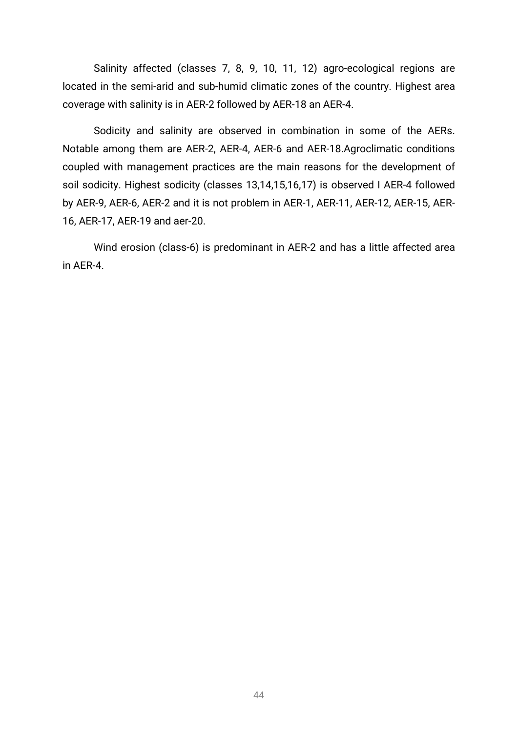Salinity affected (classes 7, 8, 9, 10, 11, 12) agro-ecological regions are located in the semi-arid and sub-humid climatic zones of the country. Highest area coverage with salinity is in AER-2 followed by AER-18 an AER-4.

Sodicity and salinity are observed in combination in some of the AERs. Notable among them are AER-2, AER-4, AER-6 and AER-18.Agroclimatic conditions coupled with management practices are the main reasons for the development of soil sodicity. Highest sodicity (classes 13,14,15,16,17) is observed I AER-4 followed by AER-9, AER-6, AER-2 and it is not problem in AER-1, AER-11, AER-12, AER-15, AER-16, AER-17, AER-19 and aer-20.

Wind erosion (class-6) is predominant in AER-2 and has a little affected area in AER-4.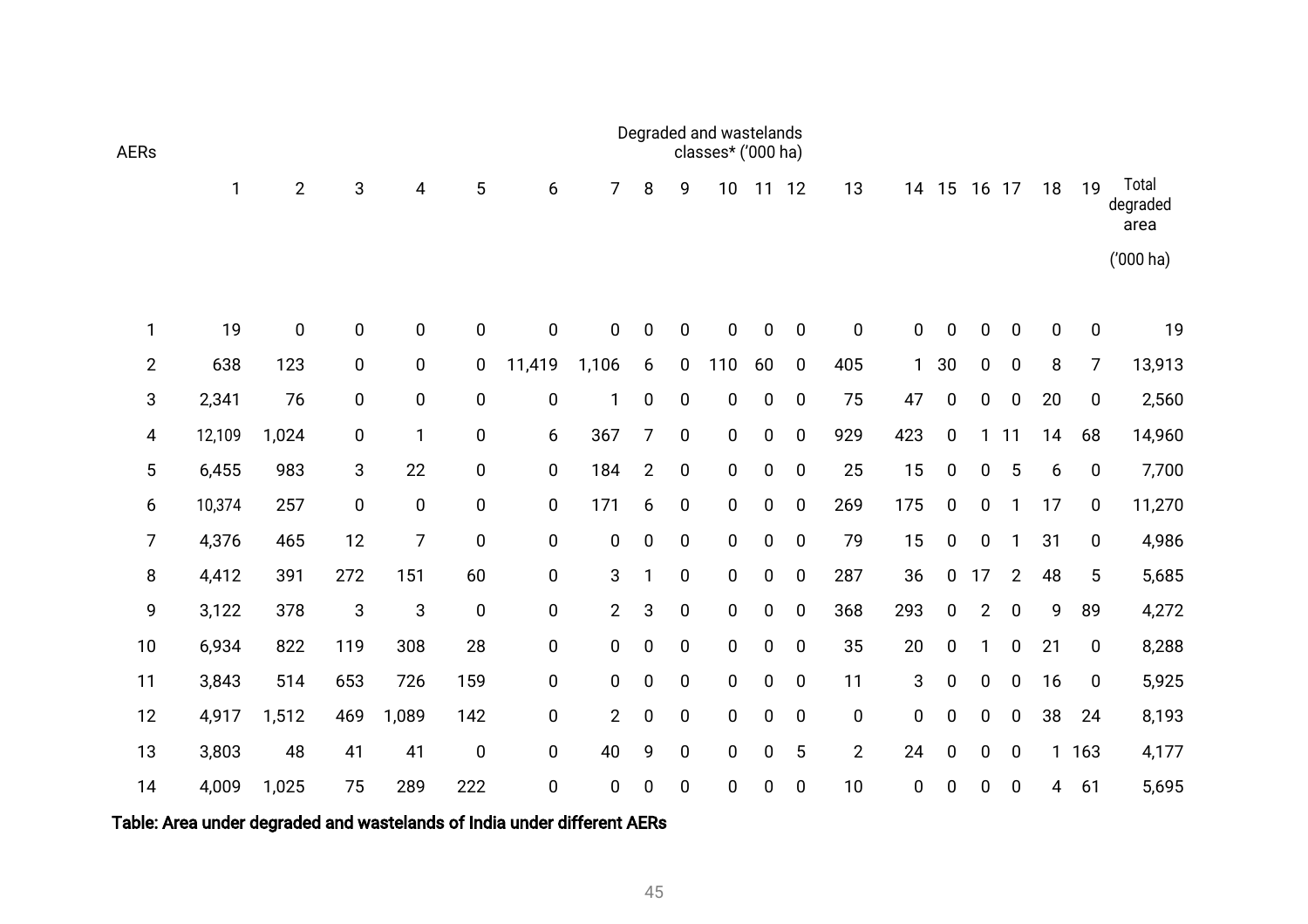| AERs | Degraded and wastelands classes* ('000 ha) | | | | | | | | | | | | | | | | | | | Total degraded area ('000 ha) |
|---|---|---|---|---|---|---|---|---|---|---|---|---|---|---|---|---|---|---|---|---|
| | 1 | 2 | 3 | 4 | 5 | 6 | 7 | 8 | 9 | 10 | 11 | 12 | 13 | 14 | 15 | 16 | 17 | 18 | 19 | |
| 1 | 19 | 0 | 0 | 0 | 0 | 0 | 0 | 0 | 0 | 0 | 0 | 0 | 0 | 0 | 0 | 0 | 0 | 0 | 0 | 19 |
| 2 | 638 | 123 | 0 | 0 | 0 | 11,419 | 1,106 | 6 | 0 | 110 | 60 | 0 | 405 | 1 | 30 | 0 | 0 | 8 | 7 | 13,913 |
| 3 | 2,341 | 76 | 0 | 0 | 0 | 0 | 1 | 0 | 0 | 0 | 0 | 0 | 75 | 47 | 0 | 0 | 0 | 20 | 0 | 2,560 |
| 4 | 12,109 | 1,024 | 0 | 1 | 0 | 6 | 367 | 7 | 0 | 0 | 0 | 0 | 929 | 423 | 0 | 1 | 11 | 14 | 68 | 14,960 |
| 5 | 6,455 | 983 | 3 | 22 | 0 | 0 | 184 | 2 | 0 | 0 | 0 | 0 | 25 | 15 | 0 | 0 | 5 | 6 | 0 | 7,700 |
| 6 | 10,374 | 257 | 0 | 0 | 0 | 0 | 171 | 6 | 0 | 0 | 0 | 0 | 269 | 175 | 0 | 0 | 1 | 17 | 0 | 11,270 |
| 7 | 4,376 | 465 | 12 | 7 | 0 | 0 | 0 | 0 | 0 | 0 | 0 | 0 | 79 | 15 | 0 | 0 | 1 | 31 | 0 | 4,986 |
| 8 | 4,412 | 391 | 272 | 151 | 60 | 0 | 3 | 1 | 0 | 0 | 0 | 0 | 287 | 36 | 0 | 17 | 2 | 48 | 5 | 5,685 |
| 9 | 3,122 | 378 | 3 | 3 | 0 | 0 | 2 | 3 | 0 | 0 | 0 | 0 | 368 | 293 | 0 | 2 | 0 | 9 | 89 | 4,272 |
| 10 | 6,934 | 822 | 119 | 308 | 28 | 0 | 0 | 0 | 0 | 0 | 0 | 0 | 35 | 20 | 0 | 1 | 0 | 21 | 0 | 8,288 |
| 11 | 3,843 | 514 | 653 | 726 | 159 | 0 | 0 | 0 | 0 | 0 | 0 | 0 | 11 | 3 | 0 | 0 | 0 | 16 | 0 | 5,925 |
| 12 | 4,917 | 1,512 | 469 | 1,089 | 142 | 0 | 2 | 0 | 0 | 0 | 0 | 0 | 0 | 0 | 0 | 0 | 0 | 38 | 24 | 8,193 |
| 13 | 3,803 | 48 | 41 | 41 | 0 | 0 | 40 | 9 | 0 | 0 | 0 | 5 | 2 | 24 | 0 | 0 | 0 | 1 | 163 | 4,177 |
| 14 | 4,009 | 1,025 | 75 | 289 | 222 | 0 | 0 | 0 | 0 | 0 | 0 | 0 | 10 | 0 | 0 | 0 | 0 | 4 | 61 | 5,695 |

**Table: Area under degraded and wastelands of India under different AERs**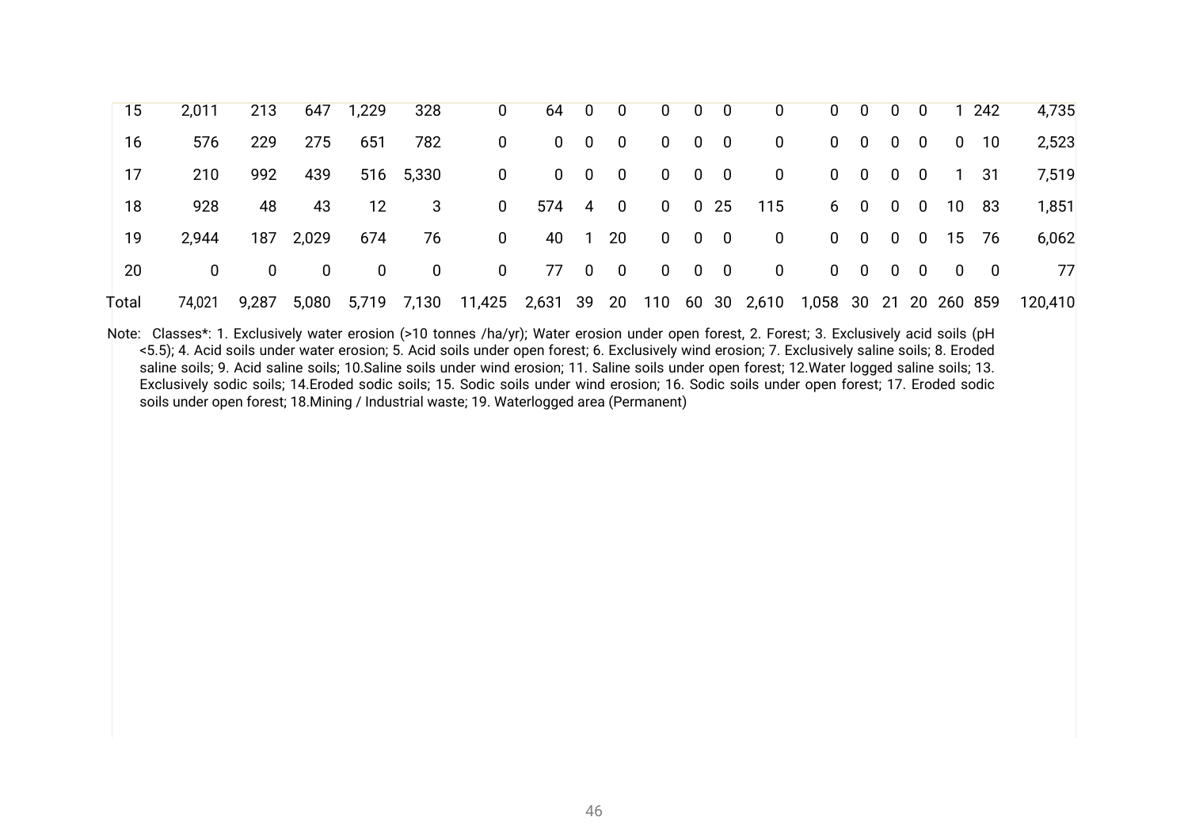| | | | | | | | | | | | | | | | | | | | | | |
|---|---|---|---|---|---|---|---|---|---|---|---|---|---|---|---|---|---|---|---|---|---|
| 15 | 2,011 | 213 | 647 | 1,229 | 328 | 0 | 64 | 0 | 0 | 0 | 0 | 0 | 0 | 0 | 0 | 0 | 0 | 0 | 1 | 242 | 4,735 |
| 16 | 576 | 229 | 275 | 651 | 782 | 0 | 0 | 0 | 0 | 0 | 0 | 0 | 0 | 0 | 0 | 0 | 0 | 0 | 0 | 10 | 2,523 |
| 17 | 210 | 992 | 439 | 516 | 5,330 | 0 | 0 | 0 | 0 | 0 | 0 | 0 | 0 | 0 | 0 | 0 | 0 | 0 | 1 | 31 | 7,519 |
| 18 | 928 | 48 | 43 | 12 | 3 | 0 | 574 | 4 | 0 | 0 | 0 | 25 | 115 | 6 | 0 | 0 | 0 | 0 | 10 | 83 | 1,851 |
| 19 | 2,944 | 187 | 2,029 | 674 | 76 | 0 | 40 | 1 | 20 | 0 | 0 | 0 | 0 | 0 | 0 | 0 | 0 | 0 | 15 | 76 | 6,062 |
| 20 | 0 | 0 | 0 | 0 | 0 | 0 | 77 | 0 | 0 | 0 | 0 | 0 | 0 | 0 | 0 | 0 | 0 | 0 | 0 | 0 | 77 |
| Total | 74,021 | 9,287 | 5,080 | 5,719 | 7,130 | 11,425 | 2,631 | 39 | 20 | 110 | 60 | 30 | 2,610 | 1,058 | 30 | 21 | 20 | 260 | 859 | | 120,410 |

Note: Classes*: 1. Exclusively water erosion (>10 tonnes /ha/yr); Water erosion under open forest, 2. Forest; 3. Exclusively acid soils (pH <5.5); 4. Acid soils under water erosion; 5. Acid soils under open forest; 6. Exclusively wind erosion; 7. Exclusively saline soils; 8. Eroded saline soils; 9. Acid saline soils; 10.Saline soils under wind erosion; 11. Saline soils under open forest; 12.Water logged saline soils; 13. Exclusively sodic soils; 14.Eroded sodic soils; 15. Sodic soils under wind erosion; 16. Sodic soils under open forest; 17. Eroded sodic soils under open forest; 18.Mining / Industrial waste; 19. Waterlogged area (Permanent)